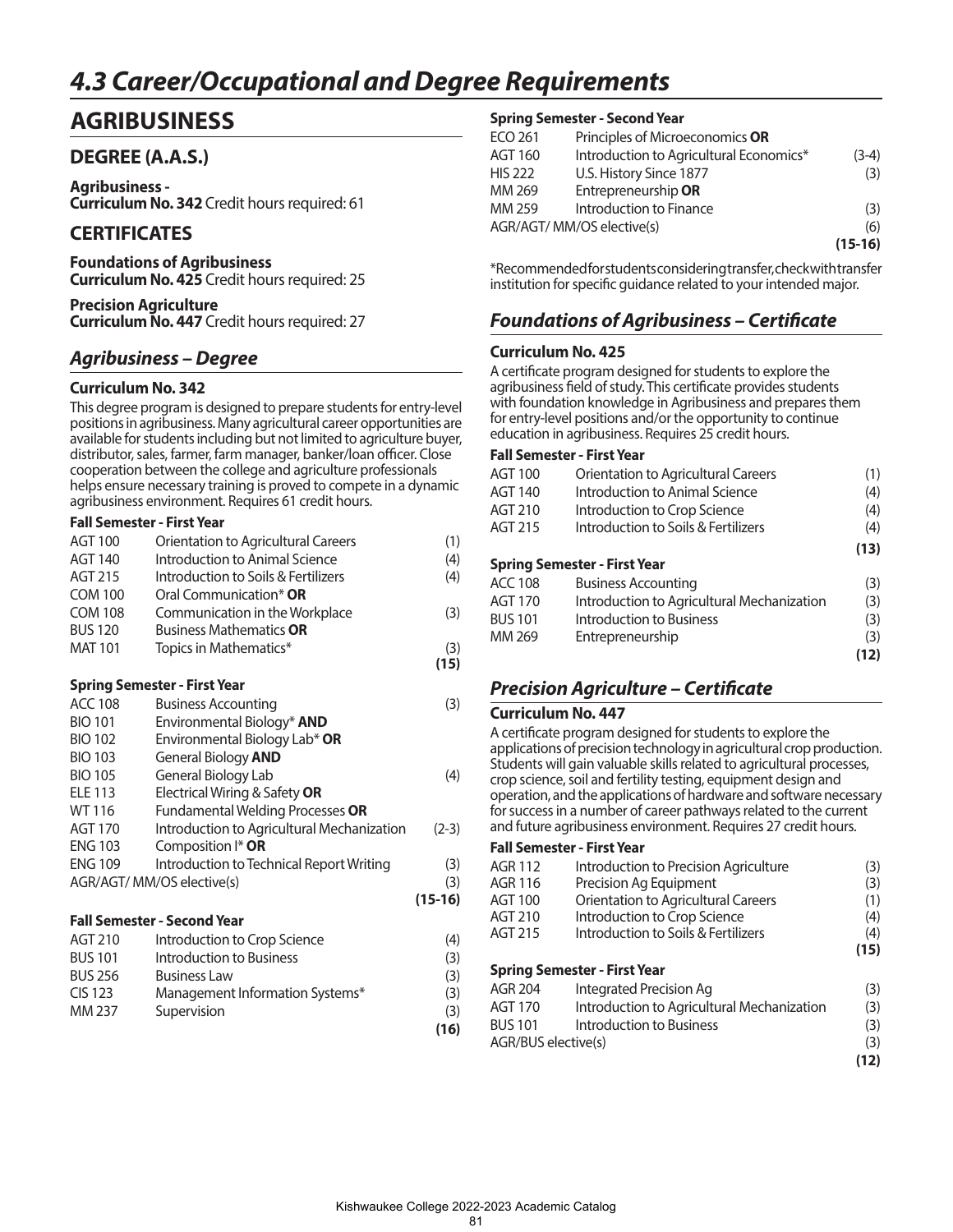# 4.3 Career/Occupational and Degree Requirements

## AGRIBUSINESS

### DEGREE (A.A.S.)

**Agribusiness -**
**Curriculum No. 342** Credit hours required: 61

### CERTIFICATES

**Foundations of Agribusiness**
**Curriculum No. 425** Credit hours required: 25

**Precision Agriculture**
**Curriculum No. 447** Credit hours required: 27

## *Agribusiness – Degree*

### Curriculum No. 342

This degree program is designed to prepare students for entry-level positions in agribusiness. Many agricultural career opportunities are available for students including but not limited to agriculture buyer, distributor, sales, farmer, farm manager, banker/loan officer. Close cooperation between the college and agriculture professionals helps ensure necessary training is proved to compete in a dynamic agribusiness environment. Requires 61 credit hours.

**Fall Semester - First Year**

| | | |
|---|---|---|
| AGT 100 | Orientation to Agricultural Careers | (1) |
| AGT 140 | Introduction to Animal Science | (4) |
| AGT 215 | Introduction to Soils & Fertilizers | (4) |
| COM 100 | Oral Communication* **OR** | |
| COM 108 | Communication in the Workplace | (3) |
| BUS 120 | Business Mathematics **OR** | |
| MAT 101 | Topics in Mathematics* | (3) |
| | | **(15)** |

**Spring Semester - First Year**

| | | |
|---|---|---|
| ACC 108 | Business Accounting | (3) |
| BIO 101 | Environmental Biology* **AND** | |
| BIO 102 | Environmental Biology Lab* **OR** | |
| BIO 103 | General Biology **AND** | |
| BIO 105 | General Biology Lab | (4) |
| ELE 113 | Electrical Wiring & Safety **OR** | |
| WT 116 | Fundamental Welding Processes **OR** | |
| AGT 170 | Introduction to Agricultural Mechanization | (2-3) |
| ENG 103 | Composition I* **OR** | |
| ENG 109 | Introduction to Technical Report Writing | (3) |
| AGR/AGT/ MM/OS elective(s) | | (3) |
| | | **(15-16)** |

**Fall Semester - Second Year**

| | | |
|---|---|---|
| AGT 210 | Introduction to Crop Science | (4) |
| BUS 101 | Introduction to Business | (3) |
| BUS 256 | Business Law | (3) |
| CIS 123 | Management Information Systems* | (3) |
| MM 237 | Supervision | (3) |
| | | **(16)** |

**Spring Semester - Second Year**

| | | |
|---|---|---|
| ECO 261 | Principles of Microeconomics **OR** | |
| AGT 160 | Introduction to Agricultural Economics* | (3-4) |
| HIS 222 | U.S. History Since 1877 | (3) |
| MM 269 | Entrepreneurship **OR** | |
| MM 259 | Introduction to Finance | (3) |
| AGR/AGT/ MM/OS elective(s) | | (6) |
| | | **(15-16)** |

*Recommended for students considering transfer, check with transfer institution for specific guidance related to your intended major.

## *Foundations of Agribusiness – Certificate*

### Curriculum No. 425

A certificate program designed for students to explore the agribusiness field of study. This certificate provides students with foundation knowledge in Agribusiness and prepares them for entry-level positions and/or the opportunity to continue education in agribusiness. Requires 25 credit hours.

**Fall Semester - First Year**

| | | |
|---|---|---|
| AGT 100 | Orientation to Agricultural Careers | (1) |
| AGT 140 | Introduction to Animal Science | (4) |
| AGT 210 | Introduction to Crop Science | (4) |
| AGT 215 | Introduction to Soils & Fertilizers | (4) |
| | | **(13)** |

**Spring Semester - First Year**

| | | |
|---|---|---|
| ACC 108 | Business Accounting | (3) |
| AGT 170 | Introduction to Agricultural Mechanization | (3) |
| BUS 101 | Introduction to Business | (3) |
| MM 269 | Entrepreneurship | (3) |
| | | **(12)** |

## *Precision Agriculture – Certificate*

### Curriculum No. 447

A certificate program designed for students to explore the applications of precision technology in agricultural crop production. Students will gain valuable skills related to agricultural processes, crop science, soil and fertility testing, equipment design and operation, and the applications of hardware and software necessary for success in a number of career pathways related to the current and future agribusiness environment. Requires 27 credit hours.

**Fall Semester - First Year**

| | | |
|---|---|---|
| AGR 112 | Introduction to Precision Agriculture | (3) |
| AGR 116 | Precision Ag Equipment | (3) |
| AGT 100 | Orientation to Agricultural Careers | (1) |
| AGT 210 | Introduction to Crop Science | (4) |
| AGT 215 | Introduction to Soils & Fertilizers | (4) |
| | | **(15)** |

**Spring Semester - First Year**

| | | |
|---|---|---|
| AGR 204 | Integrated Precision Ag | (3) |
| AGT 170 | Introduction to Agricultural Mechanization | (3) |
| BUS 101 | Introduction to Business | (3) |
| AGR/BUS elective(s) | | (3) |
| | | **(12)** |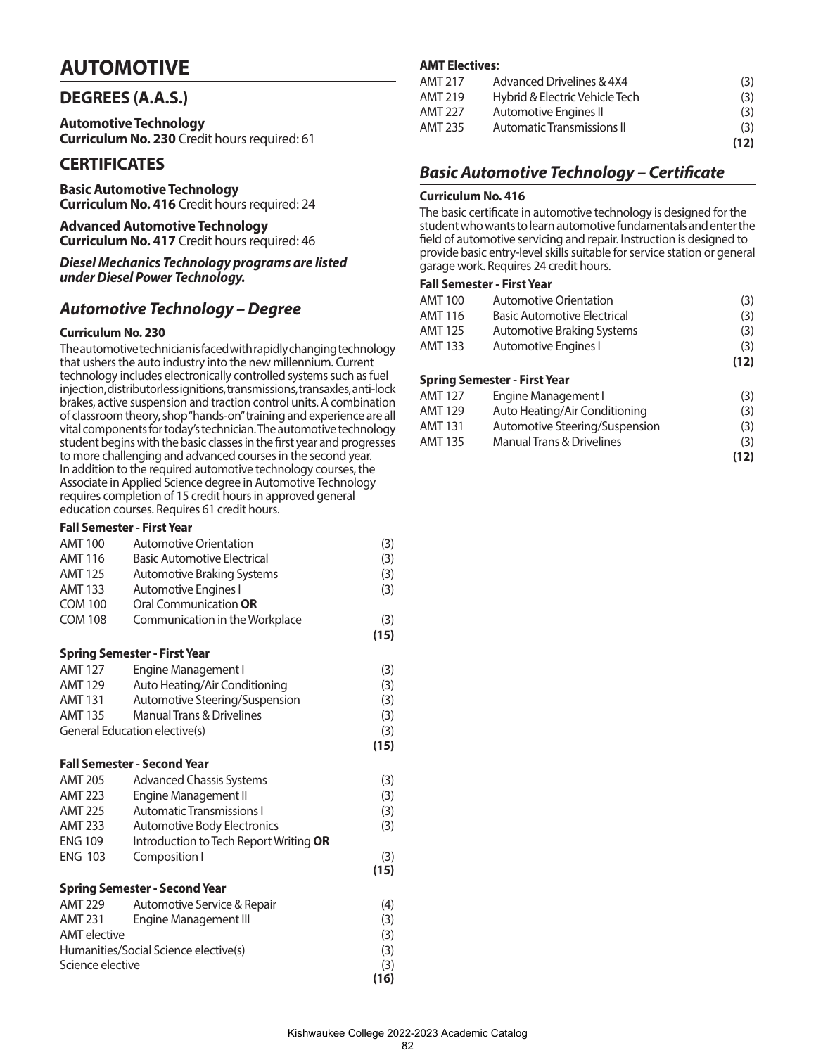# AUTOMOTIVE

## DEGREES (A.A.S.)

**Automotive Technology**
**Curriculum No. 230** Credit hours required: 61

## CERTIFICATES

**Basic Automotive Technology**
**Curriculum No. 416** Credit hours required: 24

**Advanced Automotive Technology**
**Curriculum No. 417** Credit hours required: 46

***Diesel Mechanics Technology programs are listed under Diesel Power Technology.***

## *Automotive Technology – Degree*

**Curriculum No. 230**

The automotive technician is faced with rapidly changing technology that ushers the auto industry into the new millennium. Current technology includes electronically controlled systems such as fuel injection, distributorless ignitions, transmissions, transaxles, anti-lock brakes, active suspension and traction control units. A combination of classroom theory, shop "hands-on" training and experience are all vital components for today's technician. The automotive technology student begins with the basic classes in the first year and progresses to more challenging and advanced courses in the second year. In addition to the required automotive technology courses, the Associate in Applied Science degree in Automotive Technology requires completion of 15 credit hours in approved general education courses. Requires 61 credit hours.

**Fall Semester - First Year**

| | | |
|---|---|---|
| AMT 100 | Automotive Orientation | (3) |
| AMT 116 | Basic Automotive Electrical | (3) |
| AMT 125 | Automotive Braking Systems | (3) |
| AMT 133 | Automotive Engines I | (3) |
| COM 100 | Oral Communication **OR** | |
| COM 108 | Communication in the Workplace | (3) |
| | | **(15)** |

**Spring Semester - First Year**

| | | |
|---|---|---|
| AMT 127 | Engine Management I | (3) |
| AMT 129 | Auto Heating/Air Conditioning | (3) |
| AMT 131 | Automotive Steering/Suspension | (3) |
| AMT 135 | Manual Trans & Drivelines | (3) |
| General Education elective(s) | | (3) |
| | | **(15)** |

**Fall Semester - Second Year**

| | | |
|---|---|---|
| AMT 205 | Advanced Chassis Systems | (3) |
| AMT 223 | Engine Management II | (3) |
| AMT 225 | Automatic Transmissions I | (3) |
| AMT 233 | Automotive Body Electronics | (3) |
| ENG 109 | Introduction to Tech Report Writing **OR** | |
| ENG 103 | Composition I | (3) |
| | | **(15)** |

**Spring Semester - Second Year**

| | | |
|---|---|---|
| AMT 229 | Automotive Service & Repair | (4) |
| AMT 231 | Engine Management III | (3) |
| AMT elective | | (3) |
| Humanities/Social Science elective(s) | | (3) |
| Science elective | | (3) |
| | | **(16)** |

**AMT Electives:**

| | | |
|---|---|---|
| AMT 217 | Advanced Drivelines & 4X4 | (3) |
| AMT 219 | Hybrid & Electric Vehicle Tech | (3) |
| AMT 227 | Automotive Engines II | (3) |
| AMT 235 | Automatic Transmissions II | (3) |
| | | **(12)** |

## *Basic Automotive Technology – Certificate*

**Curriculum No. 416**

The basic certificate in automotive technology is designed for the student who wants to learn automotive fundamentals and enter the field of automotive servicing and repair. Instruction is designed to provide basic entry-level skills suitable for service station or general garage work. Requires 24 credit hours.

**Fall Semester - First Year**

| | | |
|---|---|---|
| AMT 100 | Automotive Orientation | (3) |
| AMT 116 | Basic Automotive Electrical | (3) |
| AMT 125 | Automotive Braking Systems | (3) |
| AMT 133 | Automotive Engines I | (3) |
| | | **(12)** |

**Spring Semester - First Year**

| | | |
|---|---|---|
| AMT 127 | Engine Management I | (3) |
| AMT 129 | Auto Heating/Air Conditioning | (3) |
| AMT 131 | Automotive Steering/Suspension | (3) |
| AMT 135 | Manual Trans & Drivelines | (3) |
| | | **(12)** |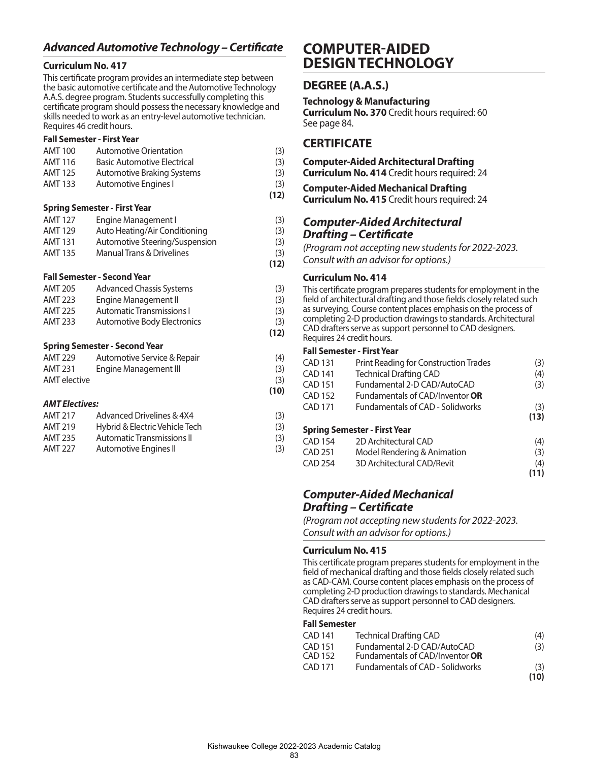## *Advanced Automotive Technology – Certificate*

**Curriculum No. 417**

This certificate program provides an intermediate step between the basic automotive certificate and the Automotive Technology A.A.S. degree program. Students successfully completing this certificate program should possess the necessary knowledge and skills needed to work as an entry-level automotive technician. Requires 46 credit hours.

**Fall Semester - First Year**

| | | |
|---|---|---|
| AMT 100 | Automotive Orientation | (3) |
| AMT 116 | Basic Automotive Electrical | (3) |
| AMT 125 | Automotive Braking Systems | (3) |
| AMT 133 | Automotive Engines I | (3) |
| | | **(12)** |

**Spring Semester - First Year**

| | | |
|---|---|---|
| AMT 127 | Engine Management I | (3) |
| AMT 129 | Auto Heating/Air Conditioning | (3) |
| AMT 131 | Automotive Steering/Suspension | (3) |
| AMT 135 | Manual Trans & Drivelines | (3) |
| | | **(12)** |

**Fall Semester - Second Year**

| | | |
|---|---|---|
| AMT 205 | Advanced Chassis Systems | (3) |
| AMT 223 | Engine Management II | (3) |
| AMT 225 | Automatic Transmissions I | (3) |
| AMT 233 | Automotive Body Electronics | (3) |
| | | **(12)** |

**Spring Semester - Second Year**

| | | |
|---|---|---|
| AMT 229 | Automotive Service & Repair | (4) |
| AMT 231 | Engine Management III | (3) |
| AMT elective | | (3) |
| | | **(10)** |

***AMT Electives:***

| | | |
|---|---|---|
| AMT 217 | Advanced Drivelines & 4X4 | (3) |
| AMT 219 | Hybrid & Electric Vehicle Tech | (3) |
| AMT 235 | Automatic Transmissions II | (3) |
| AMT 227 | Automotive Engines II | (3) |

# COMPUTER-AIDED DESIGN TECHNOLOGY

## DEGREE (A.A.S.)

**Technology & Manufacturing**
**Curriculum No. 370** Credit hours required: 60
See page 84.

## CERTIFICATE

**Computer-Aided Architectural Drafting**
**Curriculum No. 414** Credit hours required: 24

**Computer-Aided Mechanical Drafting**
**Curriculum No. 415** Credit hours required: 24

## *Computer-Aided Architectural Drafting – Certificate*

*(Program not accepting new students for 2022-2023. Consult with an advisor for options.)*

**Curriculum No. 414**

This certificate program prepares students for employment in the field of architectural drafting and those fields closely related such as surveying. Course content places emphasis on the process of completing 2-D production drawings to standards. Architectural CAD drafters serve as support personnel to CAD designers. Requires 24 credit hours.

**Fall Semester - First Year**

| | | |
|---|---|---|
| CAD 131 | Print Reading for Construction Trades | (3) |
| CAD 141 | Technical Drafting CAD | (4) |
| CAD 151 | Fundamental 2-D CAD/AutoCAD | (3) |
| CAD 152 | Fundamentals of CAD/Inventor **OR** | |
| CAD 171 | Fundamentals of CAD - Solidworks | (3) |
| | | **(13)** |

**Spring Semester - First Year**

| | | |
|---|---|---|
| CAD 154 | 2D Architectural CAD | (4) |
| CAD 251 | Model Rendering & Animation | (3) |
| CAD 254 | 3D Architectural CAD/Revit | (4) |
| | | **(11)** |

## *Computer-Aided Mechanical Drafting – Certificate*

*(Program not accepting new students for 2022-2023. Consult with an advisor for options.)*

**Curriculum No. 415**

This certificate program prepares students for employment in the field of mechanical drafting and those fields closely related such as CAD-CAM. Course content places emphasis on the process of completing 2-D production drawings to standards. Mechanical CAD drafters serve as support personnel to CAD designers. Requires 24 credit hours.

**Fall Semester**

| | | |
|---|---|---|
| CAD 141 | Technical Drafting CAD | (4) |
| CAD 151 | Fundamental 2-D CAD/AutoCAD | (3) |
| CAD 152 | Fundamentals of CAD/Inventor **OR** | |
| CAD 171 | Fundamentals of CAD - Solidworks | (3) |
| | | **(10)** |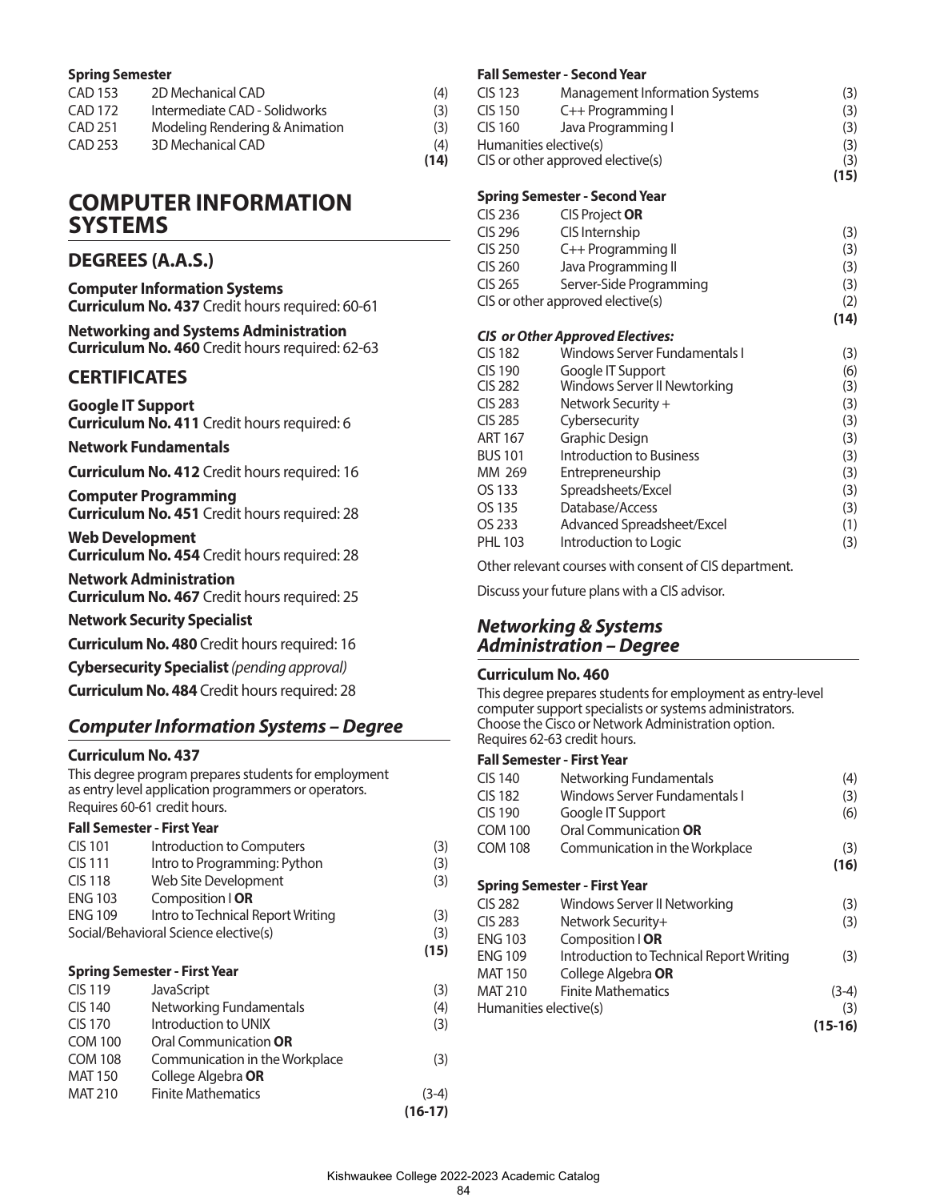**Spring Semester**

| | | |
|---|---|---|
| CAD 153 | 2D Mechanical CAD | (4) |
| CAD 172 | Intermediate CAD - Solidworks | (3) |
| CAD 251 | Modeling Rendering & Animation | (3) |
| CAD 253 | 3D Mechanical CAD | (4) |
| | | **(14)** |

# COMPUTER INFORMATION SYSTEMS

## DEGREES (A.A.S.)

**Computer Information Systems**
**Curriculum No. 437** Credit hours required: 60-61

**Networking and Systems Administration**
**Curriculum No. 460** Credit hours required: 62-63

## CERTIFICATES

**Google IT Support**
**Curriculum No. 411** Credit hours required: 6

**Network Fundamentals**

**Curriculum No. 412** Credit hours required: 16

**Computer Programming**
**Curriculum No. 451** Credit hours required: 28

**Web Development**
**Curriculum No. 454** Credit hours required: 28

**Network Administration**
**Curriculum No. 467** Credit hours required: 25

**Network Security Specialist**

**Curriculum No. 480** Credit hours required: 16

**Cybersecurity Specialist** *(pending approval)*

**Curriculum No. 484** Credit hours required: 28

## *Computer Information Systems – Degree*

### Curriculum No. 437

This degree program prepares students for employment as entry level application programmers or operators. Requires 60-61 credit hours.

**Fall Semester - First Year**

| | | |
|---|---|---|
| CIS 101 | Introduction to Computers | (3) |
| CIS 111 | Intro to Programming: Python | (3) |
| CIS 118 | Web Site Development | (3) |
| ENG 103 | Composition I **OR** | |
| ENG 109 | Intro to Technical Report Writing | (3) |
| Social/Behavioral Science elective(s) | | (3) |
| | | **(15)** |

**Spring Semester - First Year**

| | | |
|---|---|---|
| CIS 119 | JavaScript | (3) |
| CIS 140 | Networking Fundamentals | (4) |
| CIS 170 | Introduction to UNIX | (3) |
| COM 100 | Oral Communication **OR** | |
| COM 108 | Communication in the Workplace | (3) |
| MAT 150 | College Algebra **OR** | |
| MAT 210 | Finite Mathematics | (3-4) |
| | | **(16-17)** |

**Fall Semester - Second Year**

| | | |
|---|---|---|
| CIS 123 | Management Information Systems | (3) |
| CIS 150 | C++ Programming I | (3) |
| CIS 160 | Java Programming I | (3) |
| Humanities elective(s) | | (3) |
| CIS or other approved elective(s) | | (3) |
| | | **(15)** |

**Spring Semester - Second Year**

| | | |
|---|---|---|
| CIS 236 | CIS Project **OR** | |
| CIS 296 | CIS Internship | (3) |
| CIS 250 | C++ Programming II | (3) |
| CIS 260 | Java Programming II | (3) |
| CIS 265 | Server-Side Programming | (3) |
| CIS or other approved elective(s) | | (2) |
| | | **(14)** |

***CIS or Other Approved Electives:***

| | | |
|---|---|---|
| CIS 182 | Windows Server Fundamentals I | (3) |
| CIS 190 | Google IT Support | (6) |
| CIS 282 | Windows Server II Newtorking | (3) |
| CIS 283 | Network Security + | (3) |
| CIS 285 | Cybersecurity | (3) |
| ART 167 | Graphic Design | (3) |
| BUS 101 | Introduction to Business | (3) |
| MM 269 | Entrepreneurship | (3) |
| OS 133 | Spreadsheets/Excel | (3) |
| OS 135 | Database/Access | (3) |
| OS 233 | Advanced Spreadsheet/Excel | (1) |
| PHL 103 | Introduction to Logic | (3) |

Other relevant courses with consent of CIS department.

Discuss your future plans with a CIS advisor.

## *Networking & Systems Administration – Degree*

### Curriculum No. 460

This degree prepares students for employment as entry-level computer support specialists or systems administrators. Choose the Cisco or Network Administration option. Requires 62-63 credit hours.

**Fall Semester - First Year**

| | | |
|---|---|---|
| CIS 140 | Networking Fundamentals | (4) |
| CIS 182 | Windows Server Fundamentals I | (3) |
| CIS 190 | Google IT Support | (6) |
| COM 100 | Oral Communication **OR** | |
| COM 108 | Communication in the Workplace | (3) |
| | | **(16)** |

**Spring Semester - First Year**

| | | |
|---|---|---|
| CIS 282 | Windows Server II Networking | (3) |
| CIS 283 | Network Security+ | (3) |
| ENG 103 | Composition I **OR** | |
| ENG 109 | Introduction to Technical Report Writing | (3) |
| MAT 150 | College Algebra **OR** | |
| MAT 210 | Finite Mathematics | (3-4) |
| Humanities elective(s) | | (3) |
| | | **(15-16)** |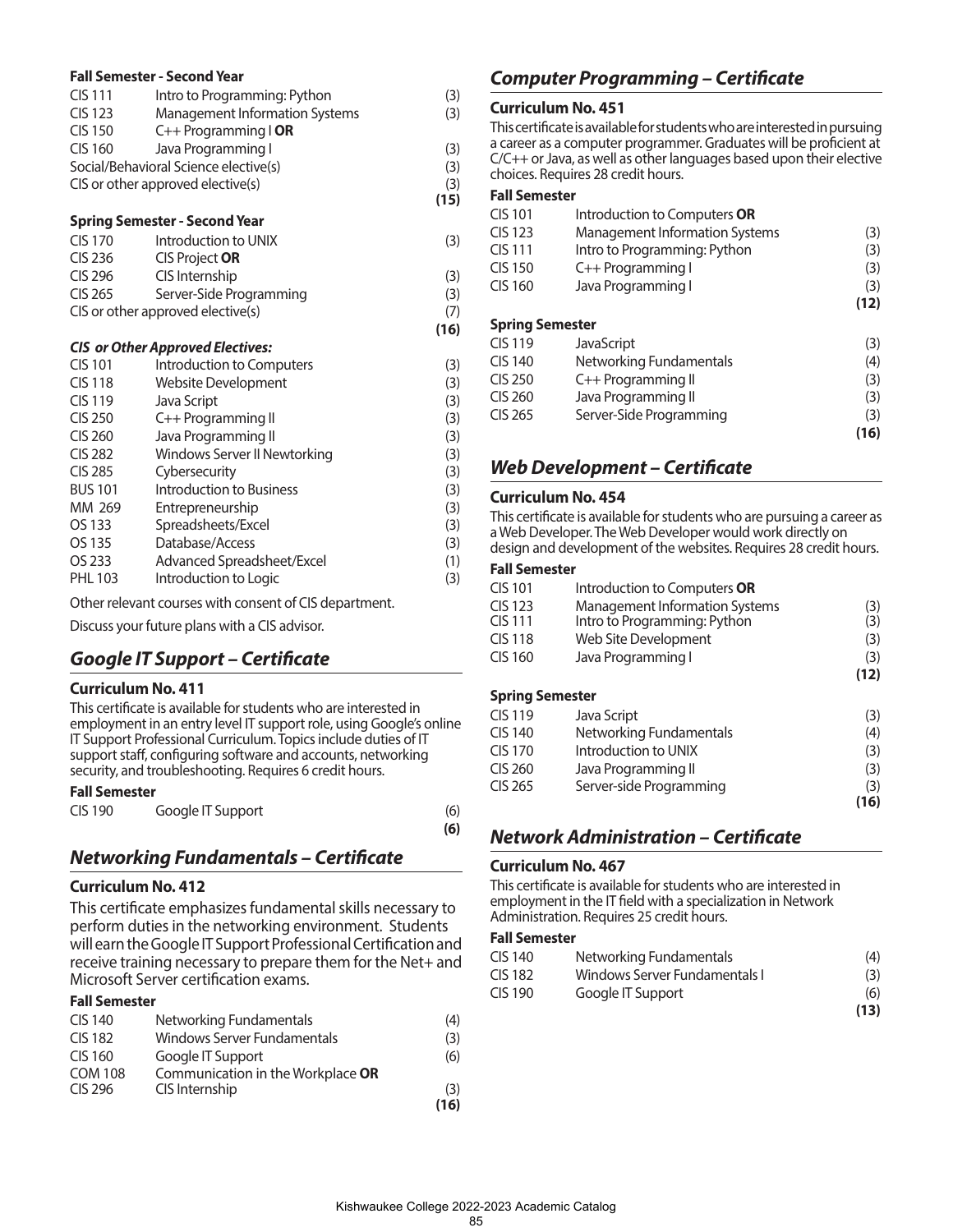**Fall Semester - Second Year**

| | | |
|---|---|---|
| CIS 111 | Intro to Programming: Python | (3) |
| CIS 123 | Management Information Systems | (3) |
| CIS 150 | C++ Programming I **OR** | |
| CIS 160 | Java Programming I | (3) |
| Social/Behavioral Science elective(s) | | (3) |
| CIS or other approved elective(s) | | (3) |
| | | **(15)** |

**Spring Semester - Second Year**

| | | |
|---|---|---|
| CIS 170 | Introduction to UNIX | (3) |
| CIS 236 | CIS Project **OR** | |
| CIS 296 | CIS Internship | (3) |
| CIS 265 | Server-Side Programming | (3) |
| CIS or other approved elective(s) | | (7) |
| | | **(16)** |

***CIS or Other Approved Electives:***

| | | |
|---|---|---|
| CIS 101 | Introduction to Computers | (3) |
| CIS 118 | Website Development | (3) |
| CIS 119 | Java Script | (3) |
| CIS 250 | C++ Programming II | (3) |
| CIS 260 | Java Programming II | (3) |
| CIS 282 | Windows Server II Newtorking | (3) |
| CIS 285 | Cybersecurity | (3) |
| BUS 101 | Introduction to Business | (3) |
| MM 269 | Entrepreneurship | (3) |
| OS 133 | Spreadsheets/Excel | (3) |
| OS 135 | Database/Access | (3) |
| OS 233 | Advanced Spreadsheet/Excel | (1) |
| PHL 103 | Introduction to Logic | (3) |

Other relevant courses with consent of CIS department.

Discuss your future plans with a CIS advisor.

## *Google IT Support – Certificate*

### Curriculum No. 411

This certificate is available for students who are interested in employment in an entry level IT support role, using Google's online IT Support Professional Curriculum. Topics include duties of IT support staff, configuring software and accounts, networking security, and troubleshooting. Requires 6 credit hours.

**Fall Semester**

| | | |
|---|---|---|
| CIS 190 | Google IT Support | (6) |
| | | **(6)** |

## *Networking Fundamentals – Certificate*

### Curriculum No. 412

This certificate emphasizes fundamental skills necessary to perform duties in the networking environment. Students will earn the Google IT Support Professional Certification and receive training necessary to prepare them for the Net+ and Microsoft Server certification exams.

**Fall Semester**

| | | |
|---|---|---|
| CIS 140 | Networking Fundamentals | (4) |
| CIS 182 | Windows Server Fundamentals | (3) |
| CIS 160 | Google IT Support | (6) |
| COM 108 | Communication in the Workplace **OR** | |
| CIS 296 | CIS Internship | (3) |
| | | **(16)** |

## *Computer Programming – Certificate*

### Curriculum No. 451

This certificate is available for students who are interested in pursuing a career as a computer programmer. Graduates will be proficient at C/C++ or Java, as well as other languages based upon their elective choices. Requires 28 credit hours.

**Fall Semester**

| | | |
|---|---|---|
| CIS 101 | Introduction to Computers **OR** | |
| CIS 123 | Management Information Systems | (3) |
| CIS 111 | Intro to Programming: Python | (3) |
| CIS 150 | C++ Programming I | (3) |
| CIS 160 | Java Programming I | (3) |
| | | **(12)** |

**Spring Semester**

| | | |
|---|---|---|
| CIS 119 | JavaScript | (3) |
| CIS 140 | Networking Fundamentals | (4) |
| CIS 250 | C++ Programming II | (3) |
| CIS 260 | Java Programming II | (3) |
| CIS 265 | Server-Side Programming | (3) |
| | | **(16)** |

## *Web Development – Certificate*

### Curriculum No. 454

This certificate is available for students who are pursuing a career as a Web Developer. The Web Developer would work directly on design and development of the websites. Requires 28 credit hours.

**Fall Semester**

| | | |
|---|---|---|
| CIS 101 | Introduction to Computers **OR** | |
| CIS 123 | Management Information Systems | (3) |
| CIS 111 | Intro to Programming: Python | (3) |
| CIS 118 | Web Site Development | (3) |
| CIS 160 | Java Programming I | (3) |
| | | **(12)** |

**Spring Semester**

| | | |
|---|---|---|
| CIS 119 | Java Script | (3) |
| CIS 140 | Networking Fundamentals | (4) |
| CIS 170 | Introduction to UNIX | (3) |
| CIS 260 | Java Programming II | (3) |
| CIS 265 | Server-side Programming | (3) |
| | | **(16)** |

## *Network Administration – Certificate*

### Curriculum No. 467

This certificate is available for students who are interested in employment in the IT field with a specialization in Network Administration. Requires 25 credit hours.

**Fall Semester**

| | | |
|---|---|---|
| CIS 140 | Networking Fundamentals | (4) |
| CIS 182 | Windows Server Fundamentals I | (3) |
| CIS 190 | Google IT Support | (6) |
| | | **(13)** |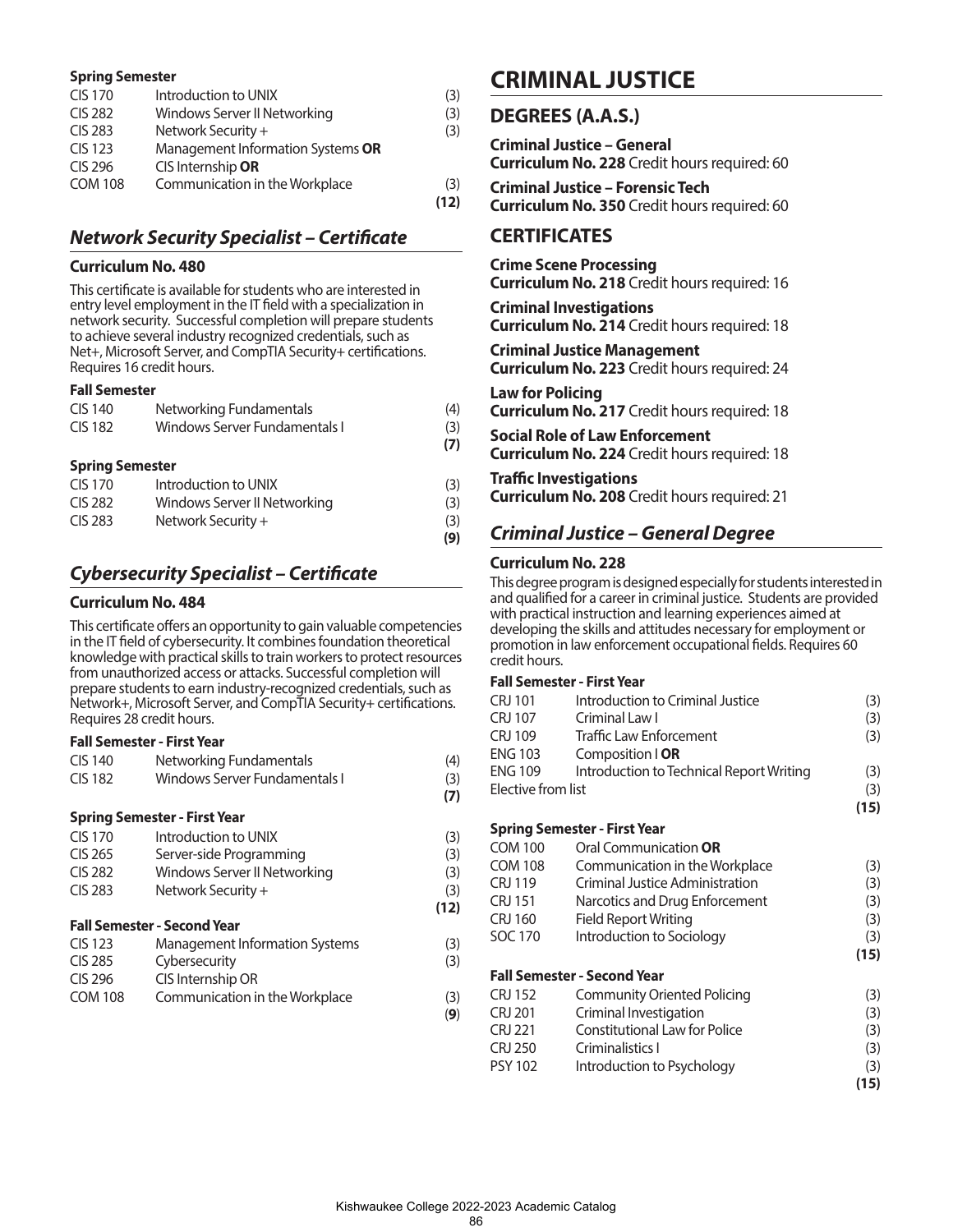**Spring Semester**

| | | |
|---|---|---|
| CIS 170 | Introduction to UNIX | (3) |
| CIS 282 | Windows Server II Networking | (3) |
| CIS 283 | Network Security + | (3) |
| CIS 123 | Management Information Systems **OR** | |
| CIS 296 | CIS Internship **OR** | |
| COM 108 | Communication in the Workplace | (3) |
| | | **(12)** |

## *Network Security Specialist – Certificate*

### Curriculum No. 480

This certificate is available for students who are interested in entry level employment in the IT field with a specialization in network security. Successful completion will prepare students to achieve several industry recognized credentials, such as Net+, Microsoft Server, and CompTIA Security+ certifications. Requires 16 credit hours.

**Fall Semester**

| | | |
|---|---|---|
| CIS 140 | Networking Fundamentals | (4) |
| CIS 182 | Windows Server Fundamentals I | (3) |
| | | **(7)** |

**Spring Semester**

| | | |
|---|---|---|
| CIS 170 | Introduction to UNIX | (3) |
| CIS 282 | Windows Server II Networking | (3) |
| CIS 283 | Network Security + | (3) |
| | | **(9)** |

## *Cybersecurity Specialist – Certificate*

### Curriculum No. 484

This certificate offers an opportunity to gain valuable competencies in the IT field of cybersecurity. It combines foundation theoretical knowledge with practical skills to train workers to protect resources from unauthorized access or attacks. Successful completion will prepare students to earn industry-recognized credentials, such as Network+, Microsoft Server, and CompTIA Security+ certifications. Requires 28 credit hours.

**Fall Semester - First Year**

| | | |
|---|---|---|
| CIS 140 | Networking Fundamentals | (4) |
| CIS 182 | Windows Server Fundamentals I | (3) |
| | | **(7)** |

**Spring Semester - First Year**

| | | |
|---|---|---|
| CIS 170 | Introduction to UNIX | (3) |
| CIS 265 | Server-side Programming | (3) |
| CIS 282 | Windows Server II Networking | (3) |
| CIS 283 | Network Security + | (3) |
| | | **(12)** |

**Fall Semester - Second Year**

| | | |
|---|---|---|
| CIS 123 | Management Information Systems | (3) |
| CIS 285 | Cybersecurity | (3) |
| CIS 296 | CIS Internship OR | |
| COM 108 | Communication in the Workplace | (3) |
| | | (**9**) |

# CRIMINAL JUSTICE

## DEGREES (A.A.S.)

**Criminal Justice – General**
**Curriculum No. 228** Credit hours required: 60

**Criminal Justice – Forensic Tech**
**Curriculum No. 350** Credit hours required: 60

## CERTIFICATES

**Crime Scene Processing**
**Curriculum No. 218** Credit hours required: 16

**Criminal Investigations**
**Curriculum No. 214** Credit hours required: 18

**Criminal Justice Management**
**Curriculum No. 223** Credit hours required: 24

**Law for Policing**
**Curriculum No. 217** Credit hours required: 18

**Social Role of Law Enforcement**
**Curriculum No. 224** Credit hours required: 18

**Traffic Investigations**
**Curriculum No. 208** Credit hours required: 21

## *Criminal Justice – General Degree*

### Curriculum No. 228

This degree program is designed especially for students interested in and qualified for a career in criminal justice. Students are provided with practical instruction and learning experiences aimed at developing the skills and attitudes necessary for employment or promotion in law enforcement occupational fields. Requires 60 credit hours.

**Fall Semester - First Year**

| | | |
|---|---|---|
| CRJ 101 | Introduction to Criminal Justice | (3) |
| CRJ 107 | Criminal Law I | (3) |
| CRJ 109 | Traffic Law Enforcement | (3) |
| ENG 103 | Composition I **OR** | |
| ENG 109 | Introduction to Technical Report Writing | (3) |
| Elective from list | | (3) |
| | | **(15)** |

**Spring Semester - First Year**

| | | |
|---|---|---|
| COM 100 | Oral Communication **OR** | |
| COM 108 | Communication in the Workplace | (3) |
| CRJ 119 | Criminal Justice Administration | (3) |
| CRJ 151 | Narcotics and Drug Enforcement | (3) |
| CRJ 160 | Field Report Writing | (3) |
| SOC 170 | Introduction to Sociology | (3) |
| | | **(15)** |

**Fall Semester - Second Year**

| | | |
|---|---|---|
| CRJ 152 | Community Oriented Policing | (3) |
| CRJ 201 | Criminal Investigation | (3) |
| CRJ 221 | Constitutional Law for Police | (3) |
| CRJ 250 | Criminalistics I | (3) |
| PSY 102 | Introduction to Psychology | (3) |
| | | **(15)** |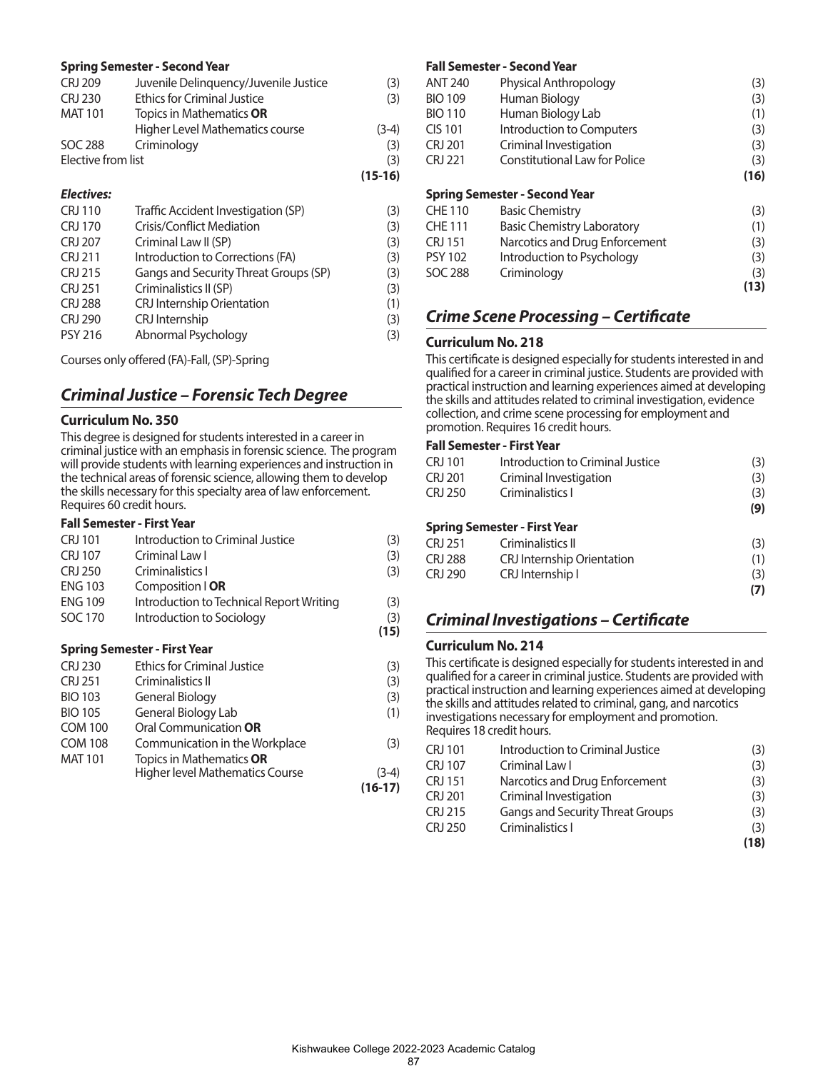**Spring Semester - Second Year**

| | | |
|---|---|---|
| CRJ 209 | Juvenile Delinquency/Juvenile Justice | (3) |
| CRJ 230 | Ethics for Criminal Justice | (3) |
| MAT 101 | Topics in Mathematics **OR** Higher Level Mathematics course | (3-4) |
| SOC 288 | Criminology | (3) |
| Elective from list | | (3) |
| | | **(15-16)** |

***Electives:***

| | | |
|---|---|---|
| CRJ 110 | Traffic Accident Investigation (SP) | (3) |
| CRJ 170 | Crisis/Conflict Mediation | (3) |
| CRJ 207 | Criminal Law II (SP) | (3) |
| CRJ 211 | Introduction to Corrections (FA) | (3) |
| CRJ 215 | Gangs and Security Threat Groups (SP) | (3) |
| CRJ 251 | Criminalistics II (SP) | (3) |
| CRJ 288 | CRJ Internship Orientation | (1) |
| CRJ 290 | CRJ Internship | (3) |
| PSY 216 | Abnormal Psychology | (3) |

Courses only offered (FA)-Fall, (SP)-Spring

## *Criminal Justice – Forensic Tech Degree*

### Curriculum No. 350

This degree is designed for students interested in a career in criminal justice with an emphasis in forensic science. The program will provide students with learning experiences and instruction in the technical areas of forensic science, allowing them to develop the skills necessary for this specialty area of law enforcement. Requires 60 credit hours.

**Fall Semester - First Year**

| | | |
|---|---|---|
| CRJ 101 | Introduction to Criminal Justice | (3) |
| CRJ 107 | Criminal Law I | (3) |
| CRJ 250 | Criminalistics I | (3) |
| ENG 103 | Composition I **OR** | |
| ENG 109 | Introduction to Technical Report Writing | (3) |
| SOC 170 | Introduction to Sociology | (3) |
| | | **(15)** |

**Spring Semester - First Year**

| | | |
|---|---|---|
| CRJ 230 | Ethics for Criminal Justice | (3) |
| CRJ 251 | Criminalistics II | (3) |
| BIO 103 | General Biology | (3) |
| BIO 105 | General Biology Lab | (1) |
| COM 100 | Oral Communication **OR** | |
| COM 108 | Communication in the Workplace | (3) |
| MAT 101 | Topics in Mathematics **OR** Higher level Mathematics Course | (3-4) |
| | | **(16-17)** |

**Fall Semester - Second Year**

| | | |
|---|---|---|
| ANT 240 | Physical Anthropology | (3) |
| BIO 109 | Human Biology | (3) |
| BIO 110 | Human Biology Lab | (1) |
| CIS 101 | Introduction to Computers | (3) |
| CRJ 201 | Criminal Investigation | (3) |
| CRJ 221 | Constitutional Law for Police | (3) |
| | | **(16)** |

**Spring Semester - Second Year**

| | | |
|---|---|---|
| CHE 110 | Basic Chemistry | (3) |
| CHE 111 | Basic Chemistry Laboratory | (1) |
| CRJ 151 | Narcotics and Drug Enforcement | (3) |
| PSY 102 | Introduction to Psychology | (3) |
| SOC 288 | Criminology | (3) |
| | | **(13)** |

## *Crime Scene Processing – Certificate*

### Curriculum No. 218

This certificate is designed especially for students interested in and qualified for a career in criminal justice. Students are provided with practical instruction and learning experiences aimed at developing the skills and attitudes related to criminal investigation, evidence collection, and crime scene processing for employment and promotion. Requires 16 credit hours.

**Fall Semester - First Year**

| | | |
|---|---|---|
| CRJ 101 | Introduction to Criminal Justice | (3) |
| CRJ 201 | Criminal Investigation | (3) |
| CRJ 250 | Criminalistics I | (3) |
| | | **(9)** |

**Spring Semester - First Year**

| | | |
|---|---|---|
| CRJ 251 | Criminalistics II | (3) |
| CRJ 288 | CRJ Internship Orientation | (1) |
| CRJ 290 | CRJ Internship I | (3) |
| | | **(7)** |

## *Criminal Investigations – Certificate*

### Curriculum No. 214

This certificate is designed especially for students interested in and qualified for a career in criminal justice. Students are provided with practical instruction and learning experiences aimed at developing the skills and attitudes related to criminal, gang, and narcotics investigations necessary for employment and promotion. Requires 18 credit hours.

| | | |
|---|---|---|
| CRJ 101 | Introduction to Criminal Justice | (3) |
| CRJ 107 | Criminal Law I | (3) |
| CRJ 151 | Narcotics and Drug Enforcement | (3) |
| CRJ 201 | Criminal Investigation | (3) |
| CRJ 215 | Gangs and Security Threat Groups | (3) |
| CRJ 250 | Criminalistics I | (3) |
| | | **(18)** |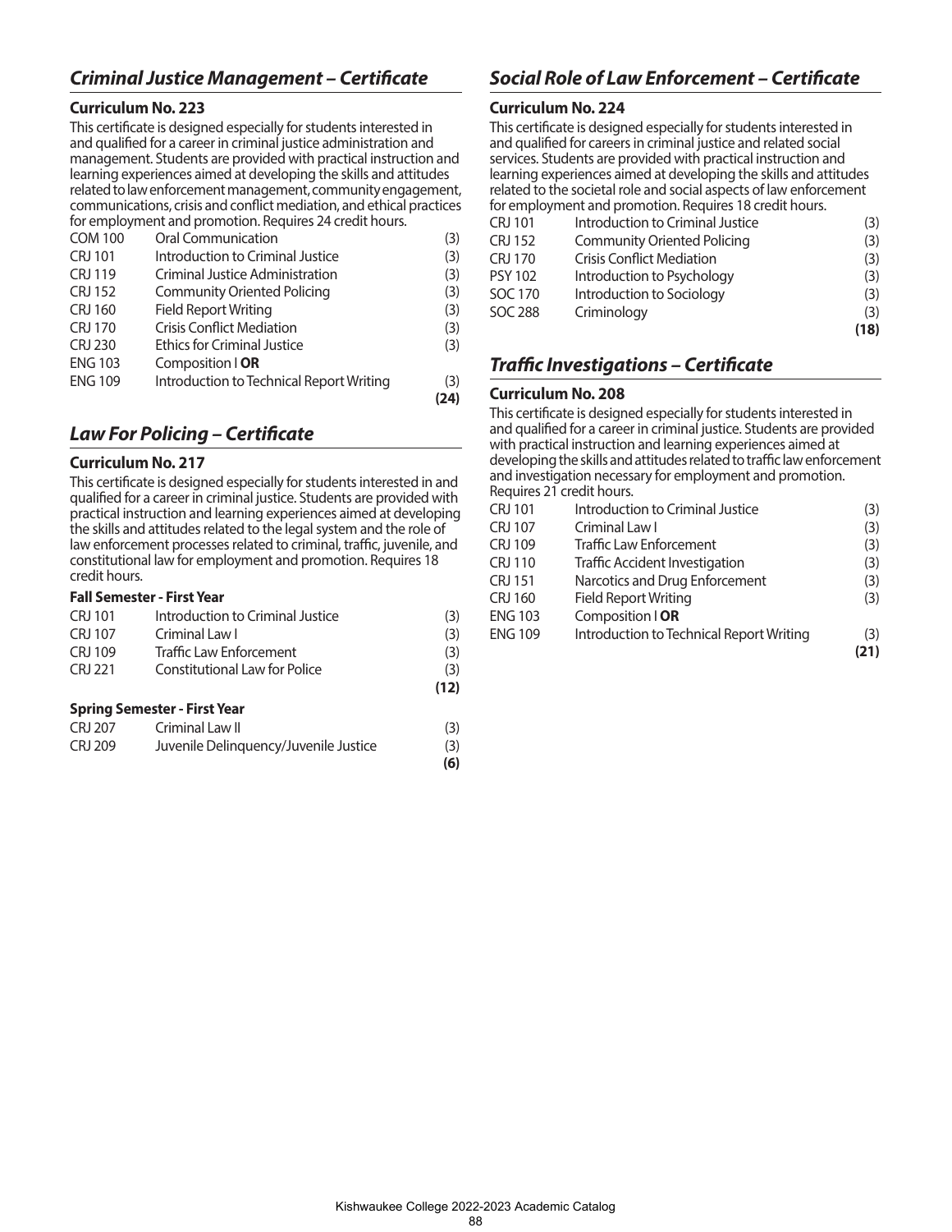## *Criminal Justice Management – Certificate*

### Curriculum No. 223

This certificate is designed especially for students interested in and qualified for a career in criminal justice administration and management. Students are provided with practical instruction and learning experiences aimed at developing the skills and attitudes related to law enforcement management, community engagement, communications, crisis and conflict mediation, and ethical practices for employment and promotion. Requires 24 credit hours.

| | | |
|---|---|---|
| COM 100 | Oral Communication | (3) |
| CRJ 101 | Introduction to Criminal Justice | (3) |
| CRJ 119 | Criminal Justice Administration | (3) |
| CRJ 152 | Community Oriented Policing | (3) |
| CRJ 160 | Field Report Writing | (3) |
| CRJ 170 | Crisis Conflict Mediation | (3) |
| CRJ 230 | Ethics for Criminal Justice | (3) |
| ENG 103 | Composition I **OR** | |
| ENG 109 | Introduction to Technical Report Writing | (3) |
| | | **(24)** |

## *Law For Policing – Certificate*

### Curriculum No. 217

This certificate is designed especially for students interested in and qualified for a career in criminal justice. Students are provided with practical instruction and learning experiences aimed at developing the skills and attitudes related to the legal system and the role of law enforcement processes related to criminal, traffic, juvenile, and constitutional law for employment and promotion. Requires 18 credit hours.

#### Fall Semester - First Year

| | | |
|---|---|---|
| CRJ 101 | Introduction to Criminal Justice | (3) |
| CRJ 107 | Criminal Law I | (3) |
| CRJ 109 | Traffic Law Enforcement | (3) |
| CRJ 221 | Constitutional Law for Police | (3) |
| | | **(12)** |

#### Spring Semester - First Year

| | | |
|---|---|---|
| CRJ 207 | Criminal Law II | (3) |
| CRJ 209 | Juvenile Delinquency/Juvenile Justice | (3) |
| | | **(6)** |

## *Social Role of Law Enforcement – Certificate*

### Curriculum No. 224

This certificate is designed especially for students interested in and qualified for careers in criminal justice and related social services. Students are provided with practical instruction and learning experiences aimed at developing the skills and attitudes related to the societal role and social aspects of law enforcement for employment and promotion. Requires 18 credit hours.

| | | |
|---|---|---|
| CRJ 101 | Introduction to Criminal Justice | (3) |
| CRJ 152 | Community Oriented Policing | (3) |
| CRJ 170 | Crisis Conflict Mediation | (3) |
| PSY 102 | Introduction to Psychology | (3) |
| SOC 170 | Introduction to Sociology | (3) |
| SOC 288 | Criminology | (3) |
| | | **(18)** |

## *Traffic Investigations – Certificate*

### Curriculum No. 208

This certificate is designed especially for students interested in and qualified for a career in criminal justice. Students are provided with practical instruction and learning experiences aimed at developing the skills and attitudes related to traffic law enforcement and investigation necessary for employment and promotion. Requires 21 credit hours.

| | | |
|---|---|---|
| CRJ 101 | Introduction to Criminal Justice | (3) |
| CRJ 107 | Criminal Law I | (3) |
| CRJ 109 | Traffic Law Enforcement | (3) |
| CRJ 110 | Traffic Accident Investigation | (3) |
| CRJ 151 | Narcotics and Drug Enforcement | (3) |
| CRJ 160 | Field Report Writing | (3) |
| ENG 103 | Composition I **OR** | |
| ENG 109 | Introduction to Technical Report Writing | (3) |
| | | **(21)** |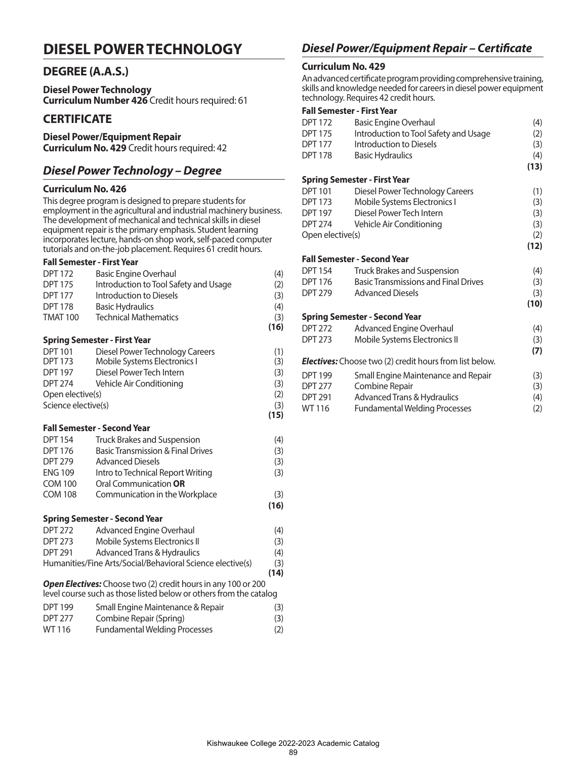# DIESEL POWER TECHNOLOGY

## DEGREE (A.A.S.)

**Diesel Power Technology**
**Curriculum Number 426** Credit hours required: 61

## CERTIFICATE

**Diesel Power/Equipment Repair**
**Curriculum No. 429** Credit hours required: 42

## *Diesel Power Technology – Degree*

### Curriculum No. 426

This degree program is designed to prepare students for employment in the agricultural and industrial machinery business. The development of mechanical and technical skills in diesel equipment repair is the primary emphasis. Student learning incorporates lecture, hands-on shop work, self-paced computer tutorials and on-the-job placement. Requires 61 credit hours.

**Fall Semester - First Year**

| | | |
|---|---|---|
| DPT 172 | Basic Engine Overhaul | (4) |
| DPT 175 | Introduction to Tool Safety and Usage | (2) |
| DPT 177 | Introduction to Diesels | (3) |
| DPT 178 | Basic Hydraulics | (4) |
| TMAT 100 | Technical Mathematics | (3) |
| | | **(16)** |

**Spring Semester - First Year**

| | | |
|---|---|---|
| DPT 101 | Diesel Power Technology Careers | (1) |
| DPT 173 | Mobile Systems Electronics I | (3) |
| DPT 197 | Diesel Power Tech Intern | (3) |
| DPT 274 | Vehicle Air Conditioning | (3) |
| Open elective(s) | | (2) |
| Science elective(s) | | (3) |
| | | **(15)** |

**Fall Semester - Second Year**

| | | |
|---|---|---|
| DPT 154 | Truck Brakes and Suspension | (4) |
| DPT 176 | Basic Transmission & Final Drives | (3) |
| DPT 279 | Advanced Diesels | (3) |
| ENG 109 | Intro to Technical Report Writing | (3) |
| COM 100 | Oral Communication **OR** | |
| COM 108 | Communication in the Workplace | (3) |
| | | **(16)** |

**Spring Semester - Second Year**

| | | |
|---|---|---|
| DPT 272 | Advanced Engine Overhaul | (4) |
| DPT 273 | Mobile Systems Electronics II | (3) |
| DPT 291 | Advanced Trans & Hydraulics | (4) |
| Humanities/Fine Arts/Social/Behavioral Science elective(s) | | (3) |
| | | **(14)** |

***Open Electives:*** Choose two (2) credit hours in any 100 or 200 level course such as those listed below or others from the catalog

| | | |
|---|---|---|
| DPT 199 | Small Engine Maintenance & Repair | (3) |
| DPT 277 | Combine Repair (Spring) | (3) |
| WT 116 | Fundamental Welding Processes | (2) |

## *Diesel Power/Equipment Repair – Certificate*

### Curriculum No. 429

An advanced certificate program providing comprehensive training, skills and knowledge needed for careers in diesel power equipment technology. Requires 42 credit hours.

**Fall Semester - First Year**

| | | |
|---|---|---|
| DPT 172 | Basic Engine Overhaul | (4) |
| DPT 175 | Introduction to Tool Safety and Usage | (2) |
| DPT 177 | Introduction to Diesels | (3) |
| DPT 178 | Basic Hydraulics | (4) |
| | | **(13)** |

**Spring Semester - First Year**

| | | |
|---|---|---|
| DPT 101 | Diesel Power Technology Careers | (1) |
| DPT 173 | Mobile Systems Electronics I | (3) |
| DPT 197 | Diesel Power Tech Intern | (3) |
| DPT 274 | Vehicle Air Conditioning | (3) |
| Open elective(s) | | (2) |
| | | **(12)** |

**Fall Semester - Second Year**

| | | |
|---|---|---|
| DPT 154 | Truck Brakes and Suspension | (4) |
| DPT 176 | Basic Transmissions and Final Drives | (3) |
| DPT 279 | Advanced Diesels | (3) |
| | | **(10)** |

**Spring Semester - Second Year**

| | | |
|---|---|---|
| DPT 272 | Advanced Engine Overhaul | (4) |
| DPT 273 | Mobile Systems Electronics II | (3) |
| | | **(7)** |

***Electives:*** Choose two (2) credit hours from list below.

| | | |
|---|---|---|
| DPT 199 | Small Engine Maintenance and Repair | (3) |
| DPT 277 | Combine Repair | (3) |
| DPT 291 | Advanced Trans & Hydraulics | (4) |
| WT 116 | Fundamental Welding Processes | (2) |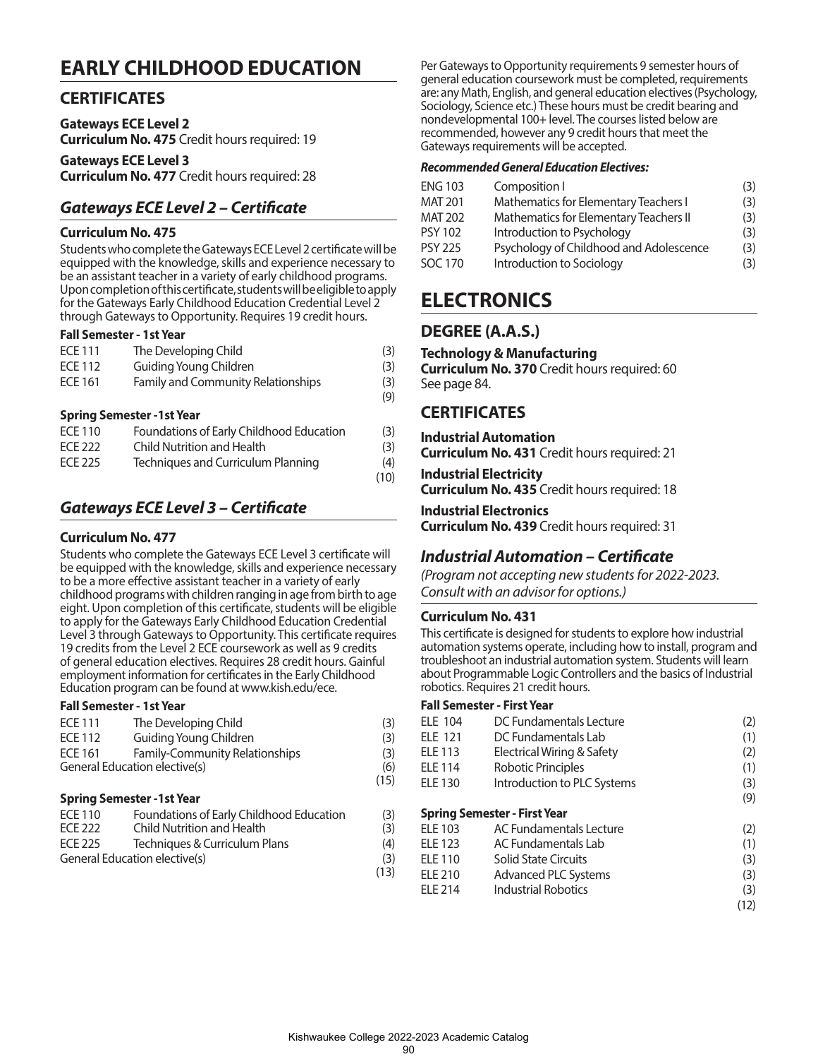# EARLY CHILDHOOD EDUCATION

## CERTIFICATES

**Gateways ECE Level 2**
**Curriculum No. 475** Credit hours required: 19

**Gateways ECE Level 3**
**Curriculum No. 477** Credit hours required: 28

### *Gateways ECE Level 2 – Certificate*

#### Curriculum No. 475

Students who complete the Gateways ECE Level 2 certificate will be equipped with the knowledge, skills and experience necessary to be an assistant teacher in a variety of early childhood programs. Upon completion of this certificate, students will be eligible to apply for the Gateways Early Childhood Education Credential Level 2 through Gateways to Opportunity. Requires 19 credit hours.

**Fall Semester - 1st Year**

| | | |
|---|---|---|
| ECE 111 | The Developing Child | (3) |
| ECE 112 | Guiding Young Children | (3) |
| ECE 161 | Family and Community Relationships | (3) |
| | | (9) |

**Spring Semester -1st Year**

| | | |
|---|---|---|
| ECE 110 | Foundations of Early Childhood Education | (3) |
| ECE 222 | Child Nutrition and Health | (3) |
| ECE 225 | Techniques and Curriculum Planning | (4) |
| | | (10) |

### *Gateways ECE Level 3 – Certificate*

#### Curriculum No. 477

Students who complete the Gateways ECE Level 3 certificate will be equipped with the knowledge, skills and experience necessary to be a more effective assistant teacher in a variety of early childhood programs with children ranging in age from birth to age eight. Upon completion of this certificate, students will be eligible to apply for the Gateways Early Childhood Education Credential Level 3 through Gateways to Opportunity. This certificate requires 19 credits from the Level 2 ECE coursework as well as 9 credits of general education electives. Requires 28 credit hours. Gainful employment information for certificates in the Early Childhood Education program can be found at www.kish.edu/ece.

**Fall Semester - 1st Year**

| | | |
|---|---|---|
| ECE 111 | The Developing Child | (3) |
| ECE 112 | Guiding Young Children | (3) |
| ECE 161 | Family-Community Relationships | (3) |
| General Education elective(s) | | (6) |
| | | (15) |

**Spring Semester -1st Year**

| | | |
|---|---|---|
| ECE 110 | Foundations of Early Childhood Education | (3) |
| ECE 222 | Child Nutrition and Health | (3) |
| ECE 225 | Techniques & Curriculum Plans | (4) |
| General Education elective(s) | | (3) |
| | | (13) |

Per Gateways to Opportunity requirements 9 semester hours of general education coursework must be completed, requirements are: any Math, English, and general education electives (Psychology, Sociology, Science etc.) These hours must be credit bearing and nondevelopmental 100+ level. The courses listed below are recommended, however any 9 credit hours that meet the Gateways requirements will be accepted.

***Recommended General Education Electives:***

| | | |
|---|---|---|
| ENG 103 | Composition I | (3) |
| MAT 201 | Mathematics for Elementary Teachers I | (3) |
| MAT 202 | Mathematics for Elementary Teachers II | (3) |
| PSY 102 | Introduction to Psychology | (3) |
| PSY 225 | Psychology of Childhood and Adolescence | (3) |
| SOC 170 | Introduction to Sociology | (3) |

# ELECTRONICS

## DEGREE (A.A.S.)

**Technology & Manufacturing**
**Curriculum No. 370** Credit hours required: 60
See page 84.

## CERTIFICATES

**Industrial Automation**
**Curriculum No. 431** Credit hours required: 21

**Industrial Electricity**
**Curriculum No. 435** Credit hours required: 18

**Industrial Electronics**
**Curriculum No. 439** Credit hours required: 31

### *Industrial Automation – Certificate*

*(Program not accepting new students for 2022-2023. Consult with an advisor for options.)*

#### Curriculum No. 431

This certificate is designed for students to explore how industrial automation systems operate, including how to install, program and troubleshoot an industrial automation system. Students will learn about Programmable Logic Controllers and the basics of Industrial robotics. Requires 21 credit hours.

**Fall Semester - First Year**

| | | |
|---|---|---|
| ELE 104 | DC Fundamentals Lecture | (2) |
| ELE 121 | DC Fundamentals Lab | (1) |
| ELE 113 | Electrical Wiring & Safety | (2) |
| ELE 114 | Robotic Principles | (1) |
| ELE 130 | Introduction to PLC Systems | (3) |
| | | (9) |

**Spring Semester - First Year**

| | | |
|---|---|---|
| ELE 103 | AC Fundamentals Lecture | (2) |
| ELE 123 | AC Fundamentals Lab | (1) |
| ELE 110 | Solid State Circuits | (3) |
| ELE 210 | Advanced PLC Systems | (3) |
| ELE 214 | Industrial Robotics | (3) |
| | | (12) |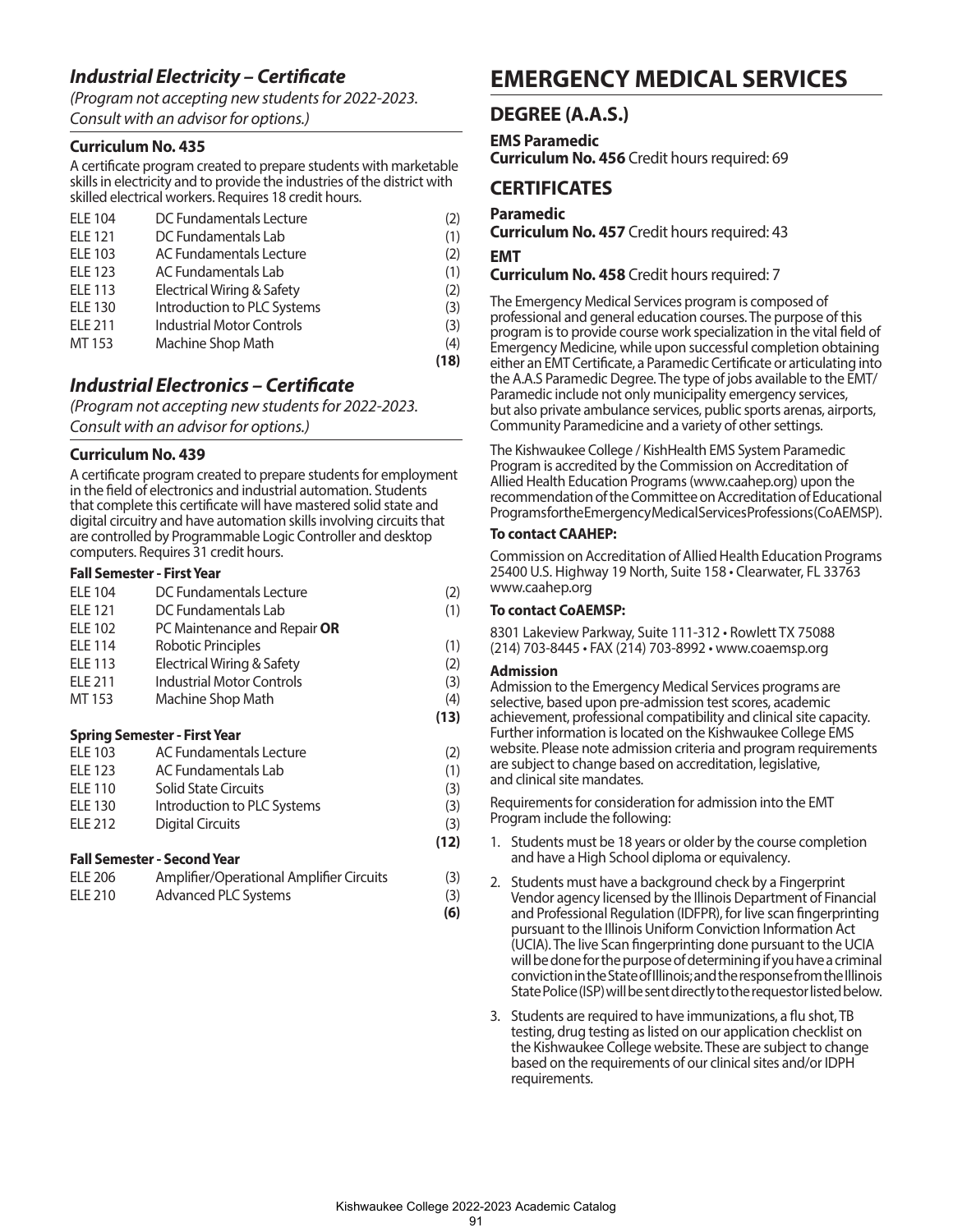## *Industrial Electricity – Certificate*

*(Program not accepting new students for 2022-2023. Consult with an advisor for options.)*

### Curriculum No. 435

A certificate program created to prepare students with marketable skills in electricity and to provide the industries of the district with skilled electrical workers. Requires 18 credit hours.

| | | |
|---|---|---|
| ELE 104 | DC Fundamentals Lecture | (2) |
| ELE 121 | DC Fundamentals Lab | (1) |
| ELE 103 | AC Fundamentals Lecture | (2) |
| ELE 123 | AC Fundamentals Lab | (1) |
| ELE 113 | Electrical Wiring & Safety | (2) |
| ELE 130 | Introduction to PLC Systems | (3) |
| ELE 211 | Industrial Motor Controls | (3) |
| MT 153 | Machine Shop Math | (4) |
| | | **(18)** |

## *Industrial Electronics – Certificate*

*(Program not accepting new students for 2022-2023. Consult with an advisor for options.)*

### Curriculum No. 439

A certificate program created to prepare students for employment in the field of electronics and industrial automation. Students that complete this certificate will have mastered solid state and digital circuitry and have automation skills involving circuits that are controlled by Programmable Logic Controller and desktop computers. Requires 31 credit hours.

**Fall Semester - First Year**

| | | |
|---|---|---|
| ELE 104 | DC Fundamentals Lecture | (2) |
| ELE 121 | DC Fundamentals Lab | (1) |
| ELE 102 | PC Maintenance and Repair **OR** | |
| ELE 114 | Robotic Principles | (1) |
| ELE 113 | Electrical Wiring & Safety | (2) |
| ELE 211 | Industrial Motor Controls | (3) |
| MT 153 | Machine Shop Math | (4) |
| | | **(13)** |

**Spring Semester - First Year**

| | | |
|---|---|---|
| ELE 103 | AC Fundamentals Lecture | (2) |
| ELE 123 | AC Fundamentals Lab | (1) |
| ELE 110 | Solid State Circuits | (3) |
| ELE 130 | Introduction to PLC Systems | (3) |
| ELE 212 | Digital Circuits | (3) |
| | | **(12)** |

**Fall Semester - Second Year**

| | | |
|---|---|---|
| ELE 206 | Amplifier/Operational Amplifier Circuits | (3) |
| ELE 210 | Advanced PLC Systems | (3) |
| | | **(6)** |

# EMERGENCY MEDICAL SERVICES

## DEGREE (A.A.S.)

**EMS Paramedic**
**Curriculum No. 456** Credit hours required: 69

## CERTIFICATES

**Paramedic**
**Curriculum No. 457** Credit hours required: 43

**EMT**
**Curriculum No. 458** Credit hours required: 7

The Emergency Medical Services program is composed of professional and general education courses. The purpose of this program is to provide course work specialization in the vital field of Emergency Medicine, while upon successful completion obtaining either an EMT Certificate, a Paramedic Certificate or articulating into the A.A.S Paramedic Degree. The type of jobs available to the EMT/Paramedic include not only municipality emergency services, but also private ambulance services, public sports arenas, airports, Community Paramedicine and a variety of other settings.

The Kishwaukee College / KishHealth EMS System Paramedic Program is accredited by the Commission on Accreditation of Allied Health Education Programs (www.caahep.org) upon the recommendation of the Committee on Accreditation of Educational Programs for the Emergency Medical Services Professions (CoAEMSP).

**To contact CAAHEP:**

Commission on Accreditation of Allied Health Education Programs
25400 U.S. Highway 19 North, Suite 158 • Clearwater, FL 33763
www.caahep.org

**To contact CoAEMSP:**

8301 Lakeview Parkway, Suite 111-312 • Rowlett TX 75088
(214) 703-8445 • FAX (214) 703-8992 • www.coaemsp.org

**Admission**

Admission to the Emergency Medical Services programs are selective, based upon pre-admission test scores, academic achievement, professional compatibility and clinical site capacity. Further information is located on the Kishwaukee College EMS website. Please note admission criteria and program requirements are subject to change based on accreditation, legislative, and clinical site mandates.

Requirements for consideration for admission into the EMT Program include the following:

1. Students must be 18 years or older by the course completion and have a High School diploma or equivalency.
2. Students must have a background check by a Fingerprint Vendor agency licensed by the Illinois Department of Financial and Professional Regulation (IDFPR), for live scan fingerprinting pursuant to the Illinois Uniform Conviction Information Act (UCIA). The live Scan fingerprinting done pursuant to the UCIA will be done for the purpose of determining if you have a criminal conviction in the State of Illinois; and the response from the Illinois State Police (ISP) will be sent directly to the requestor listed below.
3. Students are required to have immunizations, a flu shot, TB testing, drug testing as listed on our application checklist on the Kishwaukee College website. These are subject to change based on the requirements of our clinical sites and/or IDPH requirements.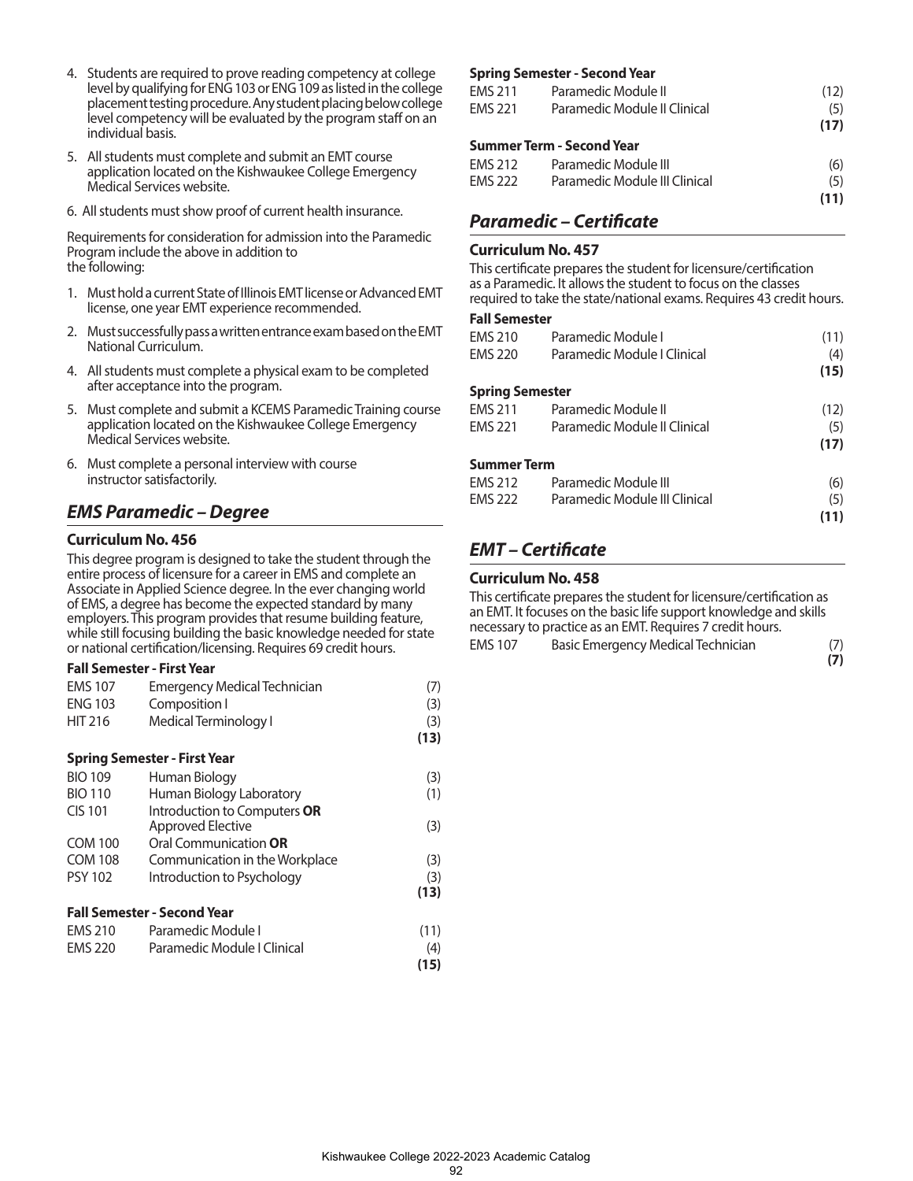4. Students are required to prove reading competency at college level by qualifying for ENG 103 or ENG 109 as listed in the college placement testing procedure. Any student placing below college level competency will be evaluated by the program staff on an individual basis.

5. All students must complete and submit an EMT course application located on the Kishwaukee College Emergency Medical Services website.

6. All students must show proof of current health insurance.

Requirements for consideration for admission into the Paramedic Program include the above in addition to the following:

1. Must hold a current State of Illinois EMT license or Advanced EMT license, one year EMT experience recommended.

2. Must successfully pass a written entrance exam based on the EMT National Curriculum.

4. All students must complete a physical exam to be completed after acceptance into the program.

5. Must complete and submit a KCEMS Paramedic Training course application located on the Kishwaukee College Emergency Medical Services website.

6. Must complete a personal interview with course instructor satisfactorily.

## *EMS Paramedic – Degree*

### Curriculum No. 456

This degree program is designed to take the student through the entire process of licensure for a career in EMS and complete an Associate in Applied Science degree. In the ever changing world of EMS, a degree has become the expected standard by many employers. This program provides that resume building feature, while still focusing building the basic knowledge needed for state or national certification/licensing. Requires 69 credit hours.

**Fall Semester - First Year**

| | | |
|---|---|---|
| EMS 107 | Emergency Medical Technician | (7) |
| ENG 103 | Composition I | (3) |
| HIT 216 | Medical Terminology I | (3) |
| | | **(13)** |

**Spring Semester - First Year**

| | | |
|---|---|---|
| BIO 109 | Human Biology | (3) |
| BIO 110 | Human Biology Laboratory | (1) |
| CIS 101 | Introduction to Computers **OR** Approved Elective | (3) |
| COM 100 | Oral Communication **OR** | |
| COM 108 | Communication in the Workplace | (3) |
| PSY 102 | Introduction to Psychology | (3) |
| | | **(13)** |

**Fall Semester - Second Year**

| | | |
|---|---|---|
| EMS 210 | Paramedic Module I | (11) |
| EMS 220 | Paramedic Module I Clinical | (4) |
| | | **(15)** |

**Spring Semester - Second Year**

| | | |
|---|---|---|
| EMS 211 | Paramedic Module II | (12) |
| EMS 221 | Paramedic Module II Clinical | (5) |
| | | **(17)** |

**Summer Term - Second Year**

| | | |
|---|---|---|
| EMS 212 | Paramedic Module III | (6) |
| EMS 222 | Paramedic Module III Clinical | (5) |
| | | **(11)** |

## *Paramedic – Certificate*

### Curriculum No. 457

This certificate prepares the student for licensure/certification as a Paramedic. It allows the student to focus on the classes required to take the state/national exams. Requires 43 credit hours.

**Fall Semester**

| | | |
|---|---|---|
| EMS 210 | Paramedic Module I | (11) |
| EMS 220 | Paramedic Module I Clinical | (4) |
| | | **(15)** |

**Spring Semester**

| | | |
|---|---|---|
| EMS 211 | Paramedic Module II | (12) |
| EMS 221 | Paramedic Module II Clinical | (5) |
| | | **(17)** |

**Summer Term**

| | | |
|---|---|---|
| EMS 212 | Paramedic Module III | (6) |
| EMS 222 | Paramedic Module III Clinical | (5) |
| | | **(11)** |

## *EMT – Certificate*

### Curriculum No. 458

This certificate prepares the student for licensure/certification as an EMT. It focuses on the basic life support knowledge and skills necessary to practice as an EMT. Requires 7 credit hours.

| | | |
|---|---|---|
| EMS 107 | Basic Emergency Medical Technician | (7) |
| | | **(7)** |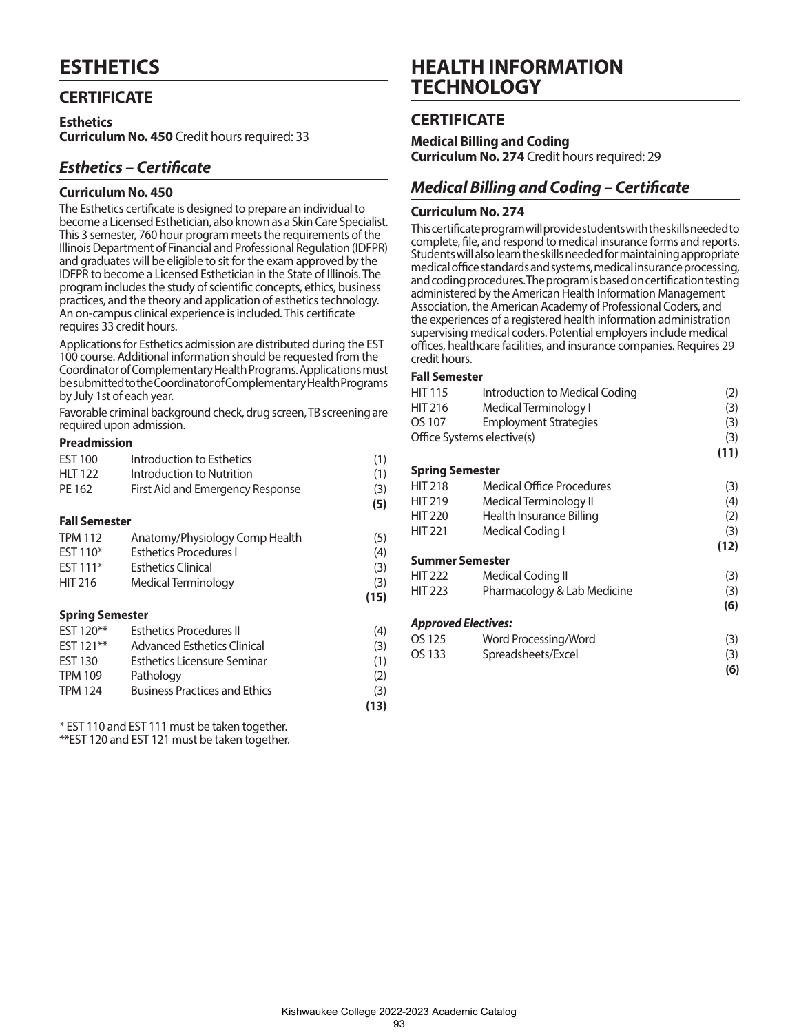# ESTHETICS

## CERTIFICATE

**Esthetics**
**Curriculum No. 450** Credit hours required: 33

### *Esthetics – Certificate*

#### Curriculum No. 450

The Esthetics certificate is designed to prepare an individual to become a Licensed Esthetician, also known as a Skin Care Specialist. This 3 semester, 760 hour program meets the requirements of the Illinois Department of Financial and Professional Regulation (IDFPR) and graduates will be eligible to sit for the exam approved by the IDFPR to become a Licensed Esthetician in the State of Illinois. The program includes the study of scientific concepts, ethics, business practices, and the theory and application of esthetics technology. An on-campus clinical experience is included. This certificate requires 33 credit hours.

Applications for Esthetics admission are distributed during the EST 100 course. Additional information should be requested from the Coordinator of Complementary Health Programs. Applications must be submitted to the Coordinator of Complementary Health Programs by July 1st of each year.

Favorable criminal background check, drug screen, TB screening are required upon admission.

**Preadmission**

| | | |
|---|---|---|
| EST 100 | Introduction to Esthetics | (1) |
| HLT 122 | Introduction to Nutrition | (1) |
| PE 162 | First Aid and Emergency Response | (3) |
| | | **(5)** |

**Fall Semester**

| | | |
|---|---|---|
| TPM 112 | Anatomy/Physiology Comp Health | (5) |
| EST 110* | Esthetics Procedures I | (4) |
| EST 111* | Esthetics Clinical | (3) |
| HIT 216 | Medical Terminology | (3) |
| | | **(15)** |

**Spring Semester**

| | | |
|---|---|---|
| EST 120** | Esthetics Procedures II | (4) |
| EST 121** | Advanced Esthetics Clinical | (3) |
| EST 130 | Esthetics Licensure Seminar | (1) |
| TPM 109 | Pathology | (2) |
| TPM 124 | Business Practices and Ethics | (3) |
| | | **(13)** |

* EST 110 and EST 111 must be taken together.
**EST 120 and EST 121 must be taken together.

# HEALTH INFORMATION TECHNOLOGY

## CERTIFICATE

**Medical Billing and Coding**
**Curriculum No. 274** Credit hours required: 29

### *Medical Billing and Coding – Certificate*

#### Curriculum No. 274

This certificate program will provide students with the skills needed to complete, file, and respond to medical insurance forms and reports. Students will also learn the skills needed for maintaining appropriate medical office standards and systems, medical insurance processing, and coding procedures. The program is based on certification testing administered by the American Health Information Management Association, the American Academy of Professional Coders, and the experiences of a registered health information administration supervising medical coders. Potential employers include medical offices, healthcare facilities, and insurance companies. Requires 29 credit hours.

**Fall Semester**

| | | |
|---|---|---|
| HIT 115 | Introduction to Medical Coding | (2) |
| HIT 216 | Medical Terminology I | (3) |
| OS 107 | Employment Strategies | (3) |
| Office Systems elective(s) | | (3) |
| | | **(11)** |

**Spring Semester**

| | | |
|---|---|---|
| HIT 218 | Medical Office Procedures | (3) |
| HIT 219 | Medical Terminology II | (4) |
| HIT 220 | Health Insurance Billing | (2) |
| HIT 221 | Medical Coding I | (3) |
| | | **(12)** |

**Summer Semester**

| | | |
|---|---|---|
| HIT 222 | Medical Coding II | (3) |
| HIT 223 | Pharmacology & Lab Medicine | (3) |
| | | **(6)** |

***Approved Electives:***

| | | |
|---|---|---|
| OS 125 | Word Processing/Word | (3) |
| OS 133 | Spreadsheets/Excel | (3) |
| | | **(6)** |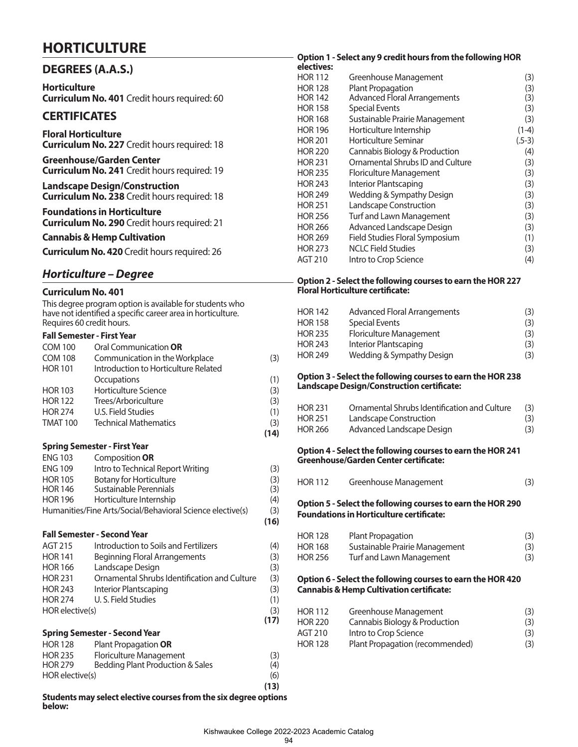# HORTICULTURE

## DEGREES (A.A.S.)

**Horticulture**
**Curriculum No. 401** Credit hours required: 60

## CERTIFICATES

**Floral Horticulture**
**Curriculum No. 227** Credit hours required: 18

**Greenhouse/Garden Center**
**Curriculum No. 241** Credit hours required: 19

**Landscape Design/Construction**
**Curriculum No. 238** Credit hours required: 18

**Foundations in Horticulture**
**Curriculum No. 290** Credit hours required: 21

**Cannabis & Hemp Cultivation**

**Curriculum No. 420** Credit hours required: 26

## *Horticulture – Degree*

### Curriculum No. 401

This degree program option is available for students who have not identified a specific career area in horticulture. Requires 60 credit hours.

#### Fall Semester - First Year

| | | |
|---|---|---|
| COM 100 | Oral Communication **OR** | |
| COM 108 | Communication in the Workplace | (3) |
| HOR 101 | Introduction to Horticulture Related Occupations | (1) |
| HOR 103 | Horticulture Science | (3) |
| HOR 122 | Trees/Arboriculture | (3) |
| HOR 274 | U.S. Field Studies | (1) |
| TMAT 100 | Technical Mathematics | (3) |
| | | **(14)** |

#### Spring Semester - First Year

| | | |
|---|---|---|
| ENG 103 | Composition **OR** | |
| ENG 109 | Intro to Technical Report Writing | (3) |
| HOR 105 | Botany for Horticulture | (3) |
| HOR 146 | Sustainable Perennials | (3) |
| HOR 196 | Horticulture Internship | (4) |
| Humanities/Fine Arts/Social/Behavioral Science elective(s) | | (3) |
| | | **(16)** |

#### Fall Semester - Second Year

| | | |
|---|---|---|
| AGT 215 | Introduction to Soils and Fertilizers | (4) |
| HOR 141 | Beginning Floral Arrangements | (3) |
| HOR 166 | Landscape Design | (3) |
| HOR 231 | Ornamental Shrubs Identification and Culture | (3) |
| HOR 243 | Interior Plantscaping | (3) |
| HOR 274 | U. S. Field Studies | (1) |
| HOR elective(s) | | (3) |
| | | **(17)** |

#### Spring Semester - Second Year

| | | |
|---|---|---|
| HOR 128 | Plant Propagation **OR** | |
| HOR 235 | Floriculture Management | (3) |
| HOR 279 | Bedding Plant Production & Sales | (4) |
| HOR elective(s) | | (6) |
| | | **(13)** |

**Students may select elective courses from the six degree options below:**

**Option 1 - Select any 9 credit hours from the following HOR electives:**

| | | |
|---|---|---|
| HOR 112 | Greenhouse Management | (3) |
| HOR 128 | Plant Propagation | (3) |
| HOR 142 | Advanced Floral Arrangements | (3) |
| HOR 158 | Special Events | (3) |
| HOR 168 | Sustainable Prairie Management | (3) |
| HOR 196 | Horticulture Internship | (1-4) |
| HOR 201 | Horticulture Seminar | (.5-3) |
| HOR 220 | Cannabis Biology & Production | (4) |
| HOR 231 | Ornamental Shrubs ID and Culture | (3) |
| HOR 235 | Floriculture Management | (3) |
| HOR 243 | Interior Plantscaping | (3) |
| HOR 249 | Wedding & Sympathy Design | (3) |
| HOR 251 | Landscape Construction | (3) |
| HOR 256 | Turf and Lawn Management | (3) |
| HOR 266 | Advanced Landscape Design | (3) |
| HOR 269 | Field Studies Floral Symposium | (1) |
| HOR 273 | NCLC Field Studies | (3) |
| AGT 210 | Intro to Crop Science | (4) |

**Option 2 - Select the following courses to earn the HOR 227 Floral Horticulture certificate:**

| | | |
|---|---|---|
| HOR 142 | Advanced Floral Arrangements | (3) |
| HOR 158 | Special Events | (3) |
| HOR 235 | Floriculture Management | (3) |
| HOR 243 | Interior Plantscaping | (3) |
| HOR 249 | Wedding & Sympathy Design | (3) |

**Option 3 - Select the following courses to earn the HOR 238 Landscape Design/Construction certificate:**

| | | |
|---|---|---|
| HOR 231 | Ornamental Shrubs Identification and Culture | (3) |
| HOR 251 | Landscape Construction | (3) |
| HOR 266 | Advanced Landscape Design | (3) |

**Option 4 - Select the following courses to earn the HOR 241 Greenhouse/Garden Center certificate:**

| | | |
|---|---|---|
| HOR 112 | Greenhouse Management | (3) |

**Option 5 - Select the following courses to earn the HOR 290 Foundations in Horticulture certificate:**

| | | |
|---|---|---|
| HOR 128 | Plant Propagation | (3) |
| HOR 168 | Sustainable Prairie Management | (3) |
| HOR 256 | Turf and Lawn Management | (3) |

**Option 6 - Select the following courses to earn the HOR 420 Cannabis & Hemp Cultivation certificate:**

| | | |
|---|---|---|
| HOR 112 | Greenhouse Management | (3) |
| HOR 220 | Cannabis Biology & Production | (3) |
| AGT 210 | Intro to Crop Science | (3) |
| HOR 128 | Plant Propagation (recommended) | (3) |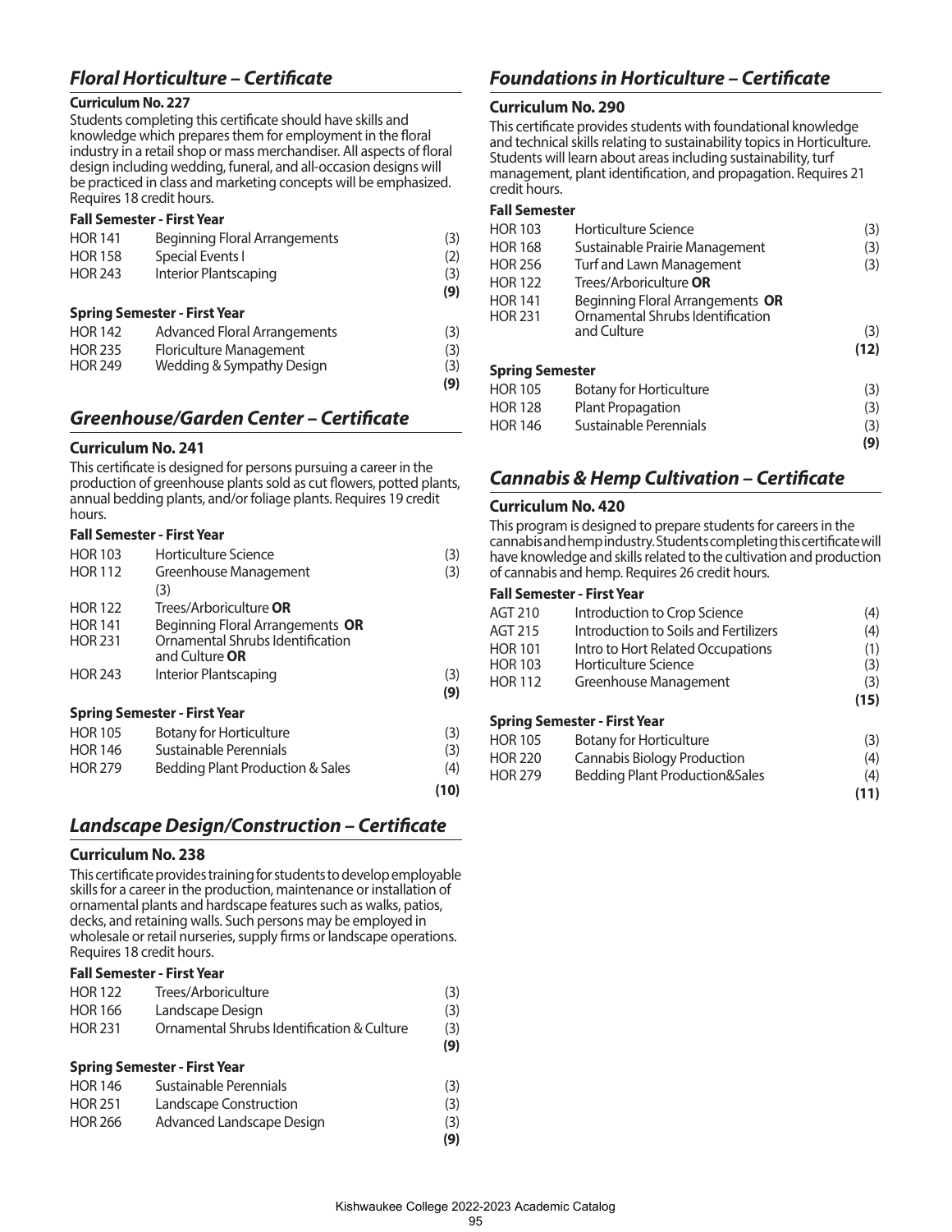## *Floral Horticulture – Certificate*

**Curriculum No. 227**

Students completing this certificate should have skills and knowledge which prepares them for employment in the floral industry in a retail shop or mass merchandiser. All aspects of floral design including wedding, funeral, and all-occasion designs will be practiced in class and marketing concepts will be emphasized. Requires 18 credit hours.

**Fall Semester - First Year**

| | | |
|---|---|---|
| HOR 141 | Beginning Floral Arrangements | (3) |
| HOR 158 | Special Events I | (2) |
| HOR 243 | Interior Plantscaping | (3) |
| | | **(9)** |

**Spring Semester - First Year**

| | | |
|---|---|---|
| HOR 142 | Advanced Floral Arrangements | (3) |
| HOR 235 | Floriculture Management | (3) |
| HOR 249 | Wedding & Sympathy Design | (3) |
| | | **(9)** |

## *Greenhouse/Garden Center – Certificate*

**Curriculum No. 241**

This certificate is designed for persons pursuing a career in the production of greenhouse plants sold as cut flowers, potted plants, annual bedding plants, and/or foliage plants. Requires 19 credit hours.

**Fall Semester - First Year**

| | | |
|---|---|---|
| HOR 103 | Horticulture Science | (3) |
| HOR 112 | Greenhouse Management (3) | (3) |
| HOR 122 | Trees/Arboriculture **OR** | |
| HOR 141 | Beginning Floral Arrangements **OR** | |
| HOR 231 | Ornamental Shrubs Identification and Culture **OR** | |
| HOR 243 | Interior Plantscaping | (3) |
| | | **(9)** |

**Spring Semester - First Year**

| | | |
|---|---|---|
| HOR 105 | Botany for Horticulture | (3) |
| HOR 146 | Sustainable Perennials | (3) |
| HOR 279 | Bedding Plant Production & Sales | (4) |
| | | **(10)** |

## *Landscape Design/Construction – Certificate*

**Curriculum No. 238**

This certificate provides training for students to develop employable skills for a career in the production, maintenance or installation of ornamental plants and hardscape features such as walks, patios, decks, and retaining walls. Such persons may be employed in wholesale or retail nurseries, supply firms or landscape operations. Requires 18 credit hours.

**Fall Semester - First Year**

| | | |
|---|---|---|
| HOR 122 | Trees/Arboriculture | (3) |
| HOR 166 | Landscape Design | (3) |
| HOR 231 | Ornamental Shrubs Identification & Culture | (3) |
| | | **(9)** |

**Spring Semester - First Year**

| | | |
|---|---|---|
| HOR 146 | Sustainable Perennials | (3) |
| HOR 251 | Landscape Construction | (3) |
| HOR 266 | Advanced Landscape Design | (3) |
| | | **(9)** |

## *Foundations in Horticulture – Certificate*

**Curriculum No. 290**

This certificate provides students with foundational knowledge and technical skills relating to sustainability topics in Horticulture. Students will learn about areas including sustainability, turf management, plant identification, and propagation. Requires 21 credit hours.

**Fall Semester**

| | | |
|---|---|---|
| HOR 103 | Horticulture Science | (3) |
| HOR 168 | Sustainable Prairie Management | (3) |
| HOR 256 | Turf and Lawn Management | (3) |
| HOR 122 | Trees/Arboriculture **OR** | |
| HOR 141 | Beginning Floral Arrangements **OR** | |
| HOR 231 | Ornamental Shrubs Identification and Culture | (3) |
| | | **(12)** |

**Spring Semester**

| | | |
|---|---|---|
| HOR 105 | Botany for Horticulture | (3) |
| HOR 128 | Plant Propagation | (3) |
| HOR 146 | Sustainable Perennials | (3) |
| | | **(9)** |

## *Cannabis & Hemp Cultivation – Certificate*

**Curriculum No. 420**

This program is designed to prepare students for careers in the cannabis and hemp industry. Students completing this certificate will have knowledge and skills related to the cultivation and production of cannabis and hemp. Requires 26 credit hours.

**Fall Semester - First Year**

| | | |
|---|---|---|
| AGT 210 | Introduction to Crop Science | (4) |
| AGT 215 | Introduction to Soils and Fertilizers | (4) |
| HOR 101 | Intro to Hort Related Occupations | (1) |
| HOR 103 | Horticulture Science | (3) |
| HOR 112 | Greenhouse Management | (3) |
| | | **(15)** |

**Spring Semester - First Year**

| | | |
|---|---|---|
| HOR 105 | Botany for Horticulture | (3) |
| HOR 220 | Cannabis Biology Production | (4) |
| HOR 279 | Bedding Plant Production&Sales | (4) |
| | | **(11)** |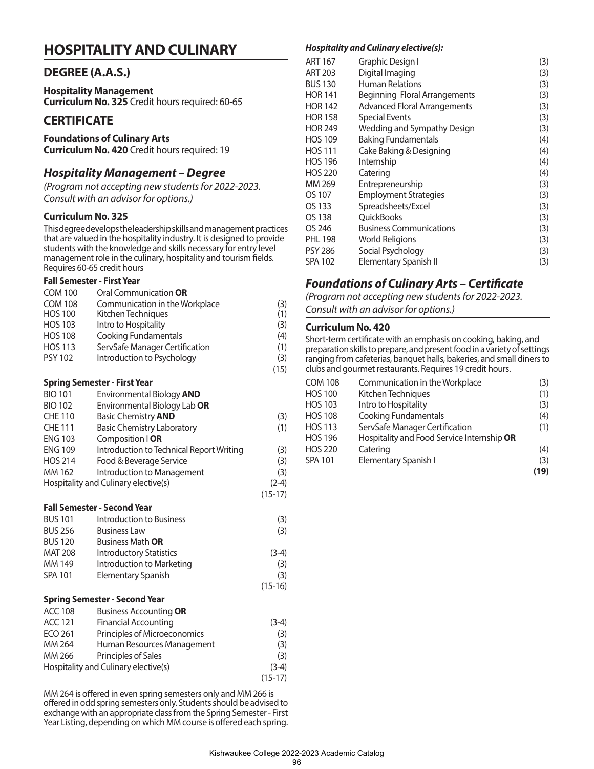# HOSPITALITY AND CULINARY

## DEGREE (A.A.S.)

**Hospitality Management**
**Curriculum No. 325** Credit hours required: 60-65

## CERTIFICATE

**Foundations of Culinary Arts**
**Curriculum No. 420** Credit hours required: 19

## *Hospitality Management – Degree*

*(Program not accepting new students for 2022-2023. Consult with an advisor for options.)*

### Curriculum No. 325

This degree develops the leadership skills and management practices that are valued in the hospitality industry. It is designed to provide students with the knowledge and skills necessary for entry level management role in the culinary, hospitality and tourism fields. Requires 60-65 credit hours

**Fall Semester - First Year**

| | | |
|---|---|---|
| COM 100 | Oral Communication **OR** | |
| COM 108 | Communication in the Workplace | (3) |
| HOS 100 | Kitchen Techniques | (1) |
| HOS 103 | Intro to Hospitality | (3) |
| HOS 108 | Cooking Fundamentals | (4) |
| HOS 113 | ServSafe Manager Certification | (1) |
| PSY 102 | Introduction to Psychology | (3) |
| | | (15) |

**Spring Semester - First Year**

| | | |
|---|---|---|
| BIO 101 | Environmental Biology **AND** | |
| BIO 102 | Environmental Biology Lab **OR** | |
| CHE 110 | Basic Chemistry **AND** | (3) |
| CHE 111 | Basic Chemistry Laboratory | (1) |
| ENG 103 | Composition I **OR** | |
| ENG 109 | Introduction to Technical Report Writing | (3) |
| HOS 214 | Food & Beverage Service | (3) |
| MM 162 | Introduction to Management | (3) |
| Hospitality and Culinary elective(s) | | (2-4) |
| | | (15-17) |

**Fall Semester - Second Year**

| | | |
|---|---|---|
| BUS 101 | Introduction to Business | (3) |
| BUS 256 | Business Law | (3) |
| BUS 120 | Business Math **OR** | |
| MAT 208 | Introductory Statistics | (3-4) |
| MM 149 | Introduction to Marketing | (3) |
| SPA 101 | Elementary Spanish | (3) |
| | | (15-16) |

**Spring Semester - Second Year**

| | | |
|---|---|---|
| ACC 108 | Business Accounting **OR** | |
| ACC 121 | Financial Accounting | (3-4) |
| ECO 261 | Principles of Microeconomics | (3) |
| MM 264 | Human Resources Management | (3) |
| MM 266 | Principles of Sales | (3) |
| Hospitality and Culinary elective(s) | | (3-4) |
| | | (15-17) |

MM 264 is offered in even spring semesters only and MM 266 is offered in odd spring semesters only. Students should be advised to exchange with an appropriate class from the Spring Semester - First Year Listing, depending on which MM course is offered each spring.

***Hospitality and Culinary elective(s):***

| | | |
|---|---|---|
| ART 167 | Graphic Design I | (3) |
| ART 203 | Digital Imaging | (3) |
| BUS 130 | Human Relations | (3) |
| HOR 141 | Beginning Floral Arrangements | (3) |
| HOR 142 | Advanced Floral Arrangements | (3) |
| HOR 158 | Special Events | (3) |
| HOR 249 | Wedding and Sympathy Design | (3) |
| HOS 109 | Baking Fundamentals | (4) |
| HOS 111 | Cake Baking & Designing | (4) |
| HOS 196 | Internship | (4) |
| HOS 220 | Catering | (4) |
| MM 269 | Entrepreneurship | (3) |
| OS 107 | Employment Strategies | (3) |
| OS 133 | Spreadsheets/Excel | (3) |
| OS 138 | QuickBooks | (3) |
| OS 246 | Business Communications | (3) |
| PHL 198 | World Religions | (3) |
| PSY 286 | Social Psychology | (3) |
| SPA 102 | Elementary Spanish II | (3) |

## *Foundations of Culinary Arts – Certificate*

*(Program not accepting new students for 2022-2023. Consult with an advisor for options.)*

### Curriculum No. 420

Short-term certificate with an emphasis on cooking, baking, and preparation skills to prepare, and present food in a variety of settings ranging from cafeterias, banquet halls, bakeries, and small diners to clubs and gourmet restaurants. Requires 19 credit hours.

| | | |
|---|---|---|
| COM 108 | Communication in the Workplace | (3) |
| HOS 100 | Kitchen Techniques | (1) |
| HOS 103 | Intro to Hospitality | (3) |
| HOS 108 | Cooking Fundamentals | (4) |
| HOS 113 | ServSafe Manager Certification | (1) |
| HOS 196 | Hospitality and Food Service Internship **OR** | |
| HOS 220 | Catering | (4) |
| SPA 101 | Elementary Spanish I | (3) |
| | | **(19)** |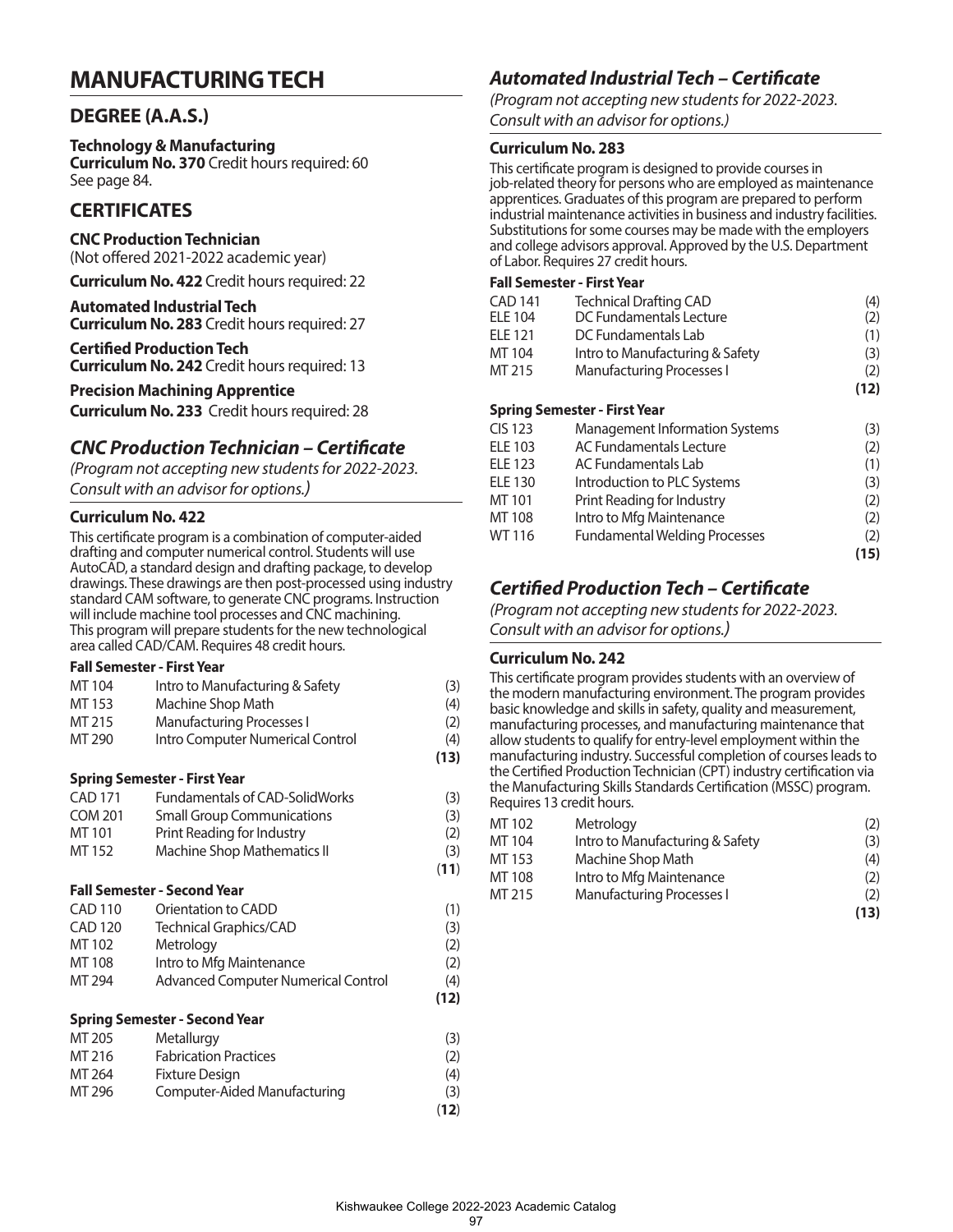# MANUFACTURING TECH

## DEGREE (A.A.S.)

**Technology & Manufacturing**
**Curriculum No. 370** Credit hours required: 60
See page 84.

## CERTIFICATES

**CNC Production Technician**
(Not offered 2021-2022 academic year)

**Curriculum No. 422** Credit hours required: 22

**Automated Industrial Tech**
**Curriculum No. 283** Credit hours required: 27

**Certified Production Tech**
**Curriculum No. 242** Credit hours required: 13

**Precision Machining Apprentice**
**Curriculum No. 233** Credit hours required: 28

## *CNC Production Technician – Certificate*

*(Program not accepting new students for 2022-2023. Consult with an advisor for options.)*

### Curriculum No. 422

This certificate program is a combination of computer-aided drafting and computer numerical control. Students will use AutoCAD, a standard design and drafting package, to develop drawings. These drawings are then post-processed using industry standard CAM software, to generate CNC programs. Instruction will include machine tool processes and CNC machining. This program will prepare students for the new technological area called CAD/CAM. Requires 48 credit hours.

**Fall Semester - First Year**

| | | |
|---|---|---|
| MT 104 | Intro to Manufacturing & Safety | (3) |
| MT 153 | Machine Shop Math | (4) |
| MT 215 | Manufacturing Processes I | (2) |
| MT 290 | Intro Computer Numerical Control | (4) |
| | | **(13)** |

**Spring Semester - First Year**

| | | |
|---|---|---|
| CAD 171 | Fundamentals of CAD-SolidWorks | (3) |
| COM 201 | Small Group Communications | (3) |
| MT 101 | Print Reading for Industry | (2) |
| MT 152 | Machine Shop Mathematics II | (3) |
| | | (**11**) |

**Fall Semester - Second Year**

| | | |
|---|---|---|
| CAD 110 | Orientation to CADD | (1) |
| CAD 120 | Technical Graphics/CAD | (3) |
| MT 102 | Metrology | (2) |
| MT 108 | Intro to Mfg Maintenance | (2) |
| MT 294 | Advanced Computer Numerical Control | (4) |
| | | **(12)** |

**Spring Semester - Second Year**

| | | |
|---|---|---|
| MT 205 | Metallurgy | (3) |
| MT 216 | Fabrication Practices | (2) |
| MT 264 | Fixture Design | (4) |
| MT 296 | Computer-Aided Manufacturing | (3) |
| | | (**12**) |

## *Automated Industrial Tech – Certificate*

*(Program not accepting new students for 2022-2023. Consult with an advisor for options.)*

### Curriculum No. 283

This certificate program is designed to provide courses in job-related theory for persons who are employed as maintenance apprentices. Graduates of this program are prepared to perform industrial maintenance activities in business and industry facilities. Substitutions for some courses may be made with the employers and college advisors approval. Approved by the U.S. Department of Labor. Requires 27 credit hours.

**Fall Semester - First Year**

| | | |
|---|---|---|
| CAD 141 | Technical Drafting CAD | (4) |
| ELE 104 | DC Fundamentals Lecture | (2) |
| ELE 121 | DC Fundamentals Lab | (1) |
| MT 104 | Intro to Manufacturing & Safety | (3) |
| MT 215 | Manufacturing Processes I | (2) |
| | | **(12)** |

**Spring Semester - First Year**

| | | |
|---|---|---|
| CIS 123 | Management Information Systems | (3) |
| ELE 103 | AC Fundamentals Lecture | (2) |
| ELE 123 | AC Fundamentals Lab | (1) |
| ELE 130 | Introduction to PLC Systems | (3) |
| MT 101 | Print Reading for Industry | (2) |
| MT 108 | Intro to Mfg Maintenance | (2) |
| WT 116 | Fundamental Welding Processes | (2) |
| | | **(15)** |

## *Certified Production Tech – Certificate*

*(Program not accepting new students for 2022-2023. Consult with an advisor for options.)*

### Curriculum No. 242

This certificate program provides students with an overview of the modern manufacturing environment. The program provides basic knowledge and skills in safety, quality and measurement, manufacturing processes, and manufacturing maintenance that allow students to qualify for entry-level employment within the manufacturing industry. Successful completion of courses leads to the Certified Production Technician (CPT) industry certification via the Manufacturing Skills Standards Certification (MSSC) program. Requires 13 credit hours.

| | | |
|---|---|---|
| MT 102 | Metrology | (2) |
| MT 104 | Intro to Manufacturing & Safety | (3) |
| MT 153 | Machine Shop Math | (4) |
| MT 108 | Intro to Mfg Maintenance | (2) |
| MT 215 | Manufacturing Processes I | (2) |
| | | **(13)** |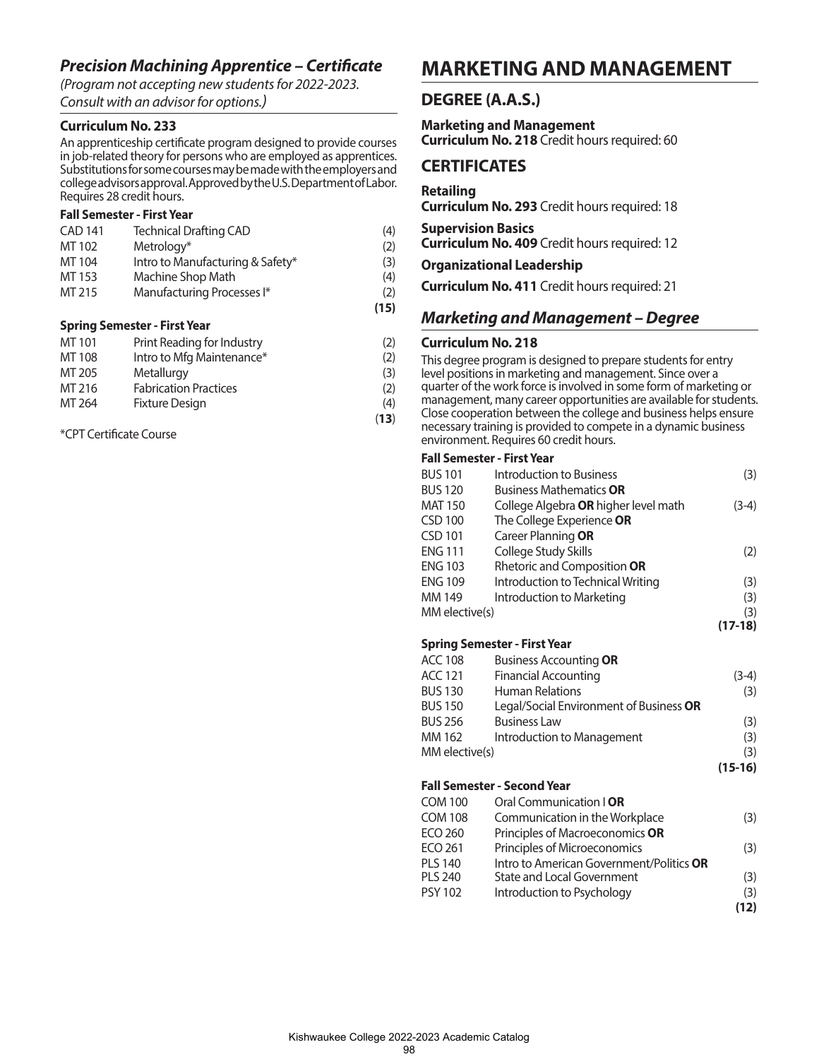## *Precision Machining Apprentice – Certificate*

*(Program not accepting new students for 2022-2023. Consult with an advisor for options.)*

### Curriculum No. 233

An apprenticeship certificate program designed to provide courses in job-related theory for persons who are employed as apprentices. Substitutions for some courses may be made with the employers and college advisors approval. Approved by the U.S. Department of Labor. Requires 28 credit hours.

**Fall Semester - First Year**

| | | |
|---|---|---|
| CAD 141 | Technical Drafting CAD | (4) |
| MT 102 | Metrology* | (2) |
| MT 104 | Intro to Manufacturing & Safety* | (3) |
| MT 153 | Machine Shop Math | (4) |
| MT 215 | Manufacturing Processes I* | (2) |
| | | **(15)** |

**Spring Semester - First Year**

| | | |
|---|---|---|
| MT 101 | Print Reading for Industry | (2) |
| MT 108 | Intro to Mfg Maintenance* | (2) |
| MT 205 | Metallurgy | (3) |
| MT 216 | Fabrication Practices | (2) |
| MT 264 | Fixture Design | (4) |
| | | (**13**) |

*CPT Certificate Course

# MARKETING AND MANAGEMENT

## DEGREE (A.A.S.)

**Marketing and Management**
**Curriculum No. 218** Credit hours required: 60

## CERTIFICATES

**Retailing**
**Curriculum No. 293** Credit hours required: 18

**Supervision Basics**
**Curriculum No. 409** Credit hours required: 12

**Organizational Leadership**

**Curriculum No. 411** Credit hours required: 21

## *Marketing and Management – Degree*

### Curriculum No. 218

This degree program is designed to prepare students for entry level positions in marketing and management. Since over a quarter of the work force is involved in some form of marketing or management, many career opportunities are available for students. Close cooperation between the college and business helps ensure necessary training is provided to compete in a dynamic business environment. Requires 60 credit hours.

**Fall Semester - First Year**

| | | |
|---|---|---|
| BUS 101 | Introduction to Business | (3) |
| BUS 120 | Business Mathematics **OR** | |
| MAT 150 | College Algebra **OR** higher level math | (3-4) |
| CSD 100 | The College Experience **OR** | |
| CSD 101 | Career Planning **OR** | |
| ENG 111 | College Study Skills | (2) |
| ENG 103 | Rhetoric and Composition **OR** | |
| ENG 109 | Introduction to Technical Writing | (3) |
| MM 149 | Introduction to Marketing | (3) |
| MM elective(s) | | (3) |
| | | **(17-18)** |

**Spring Semester - First Year**

| | | |
|---|---|---|
| ACC 108 | Business Accounting **OR** | |
| ACC 121 | Financial Accounting | (3-4) |
| BUS 130 | Human Relations | (3) |
| BUS 150 | Legal/Social Environment of Business **OR** | |
| BUS 256 | Business Law | (3) |
| MM 162 | Introduction to Management | (3) |
| MM elective(s) | | (3) |
| | | **(15-16)** |

**Fall Semester - Second Year**

| | | |
|---|---|---|
| COM 100 | Oral Communication I **OR** | |
| COM 108 | Communication in the Workplace | (3) |
| ECO 260 | Principles of Macroeconomics **OR** | |
| ECO 261 | Principles of Microeconomics | (3) |
| PLS 140 | Intro to American Government/Politics **OR** | |
| PLS 240 | State and Local Government | (3) |
| PSY 102 | Introduction to Psychology | (3) |
| | | **(12)** |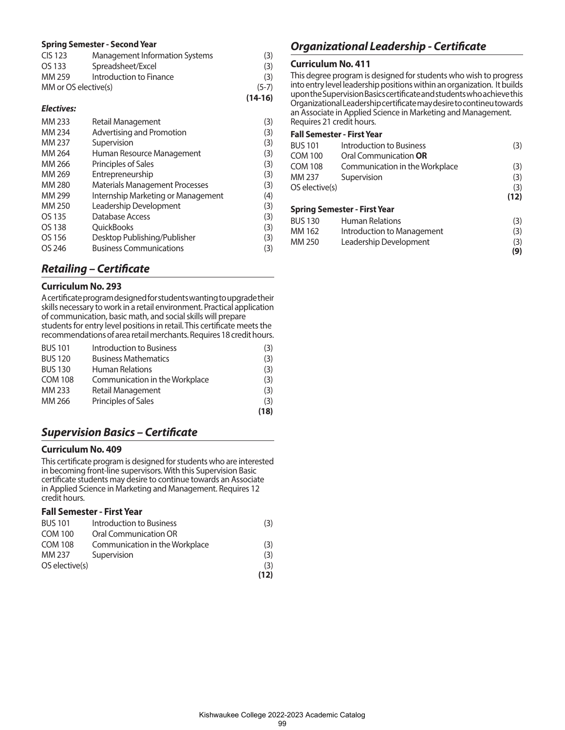**Spring Semester - Second Year**

| | | |
|---|---|---|
| CIS 123 | Management Information Systems | (3) |
| OS 133 | Spreadsheet/Excel | (3) |
| MM 259 | Introduction to Finance | (3) |
| MM or OS elective(s) | | (5-7) |
| | | **(14-16)** |

***Electives:***

| | | |
|---|---|---|
| MM 233 | Retail Management | (3) |
| MM 234 | Advertising and Promotion | (3) |
| MM 237 | Supervision | (3) |
| MM 264 | Human Resource Management | (3) |
| MM 266 | Principles of Sales | (3) |
| MM 269 | Entrepreneurship | (3) |
| MM 280 | Materials Management Processes | (3) |
| MM 299 | Internship Marketing or Management | (4) |
| MM 250 | Leadership Development | (3) |
| OS 135 | Database Access | (3) |
| OS 138 | QuickBooks | (3) |
| OS 156 | Desktop Publishing/Publisher | (3) |
| OS 246 | Business Communications | (3) |

## *Retailing – Certificate*

### Curriculum No. 293

A certificate program designed for students wanting to upgrade their skills necessary to work in a retail environment. Practical application of communication, basic math, and social skills will prepare students for entry level positions in retail. This certificate meets the recommendations of area retail merchants. Requires 18 credit hours.

| | | |
|---|---|---|
| BUS 101 | Introduction to Business | (3) |
| BUS 120 | Business Mathematics | (3) |
| BUS 130 | Human Relations | (3) |
| COM 108 | Communication in the Workplace | (3) |
| MM 233 | Retail Management | (3) |
| MM 266 | Principles of Sales | (3) |
| | | **(18)** |

## *Supervision Basics – Certificate*

### Curriculum No. 409

This certificate program is designed for students who are interested in becoming front-line supervisors. With this Supervision Basic certificate students may desire to continue towards an Associate in Applied Science in Marketing and Management. Requires 12 credit hours.

**Fall Semester - First Year**

| | | |
|---|---|---|
| BUS 101 | Introduction to Business | (3) |
| COM 100 | Oral Communication OR | |
| COM 108 | Communication in the Workplace | (3) |
| MM 237 | Supervision | (3) |
| OS elective(s) | | (3) |
| | | **(12)** |

## *Organizational Leadership - Certificate*

### Curriculum No. 411

This degree program is designed for students who wish to progress into entry level leadership positions within an organization. It builds upon the Supervision Basics certificate and students who achieve this Organizational Leadership certificate may desire to contineu towards an Associate in Applied Science in Marketing and Management. Requires 21 credit hours.

**Fall Semester - First Year**

| | | |
|---|---|---|
| BUS 101 | Introduction to Business | (3) |
| COM 100 | Oral Communication **OR** | |
| COM 108 | Communication in the Workplace | (3) |
| MM 237 | Supervision | (3) |
| OS elective(s) | | (3) |
| | | **(12)** |

**Spring Semester - First Year**

| | | |
|---|---|---|
| BUS 130 | Human Relations | (3) |
| MM 162 | Introduction to Management | (3) |
| MM 250 | Leadership Development | (3) |
| | | **(9)** |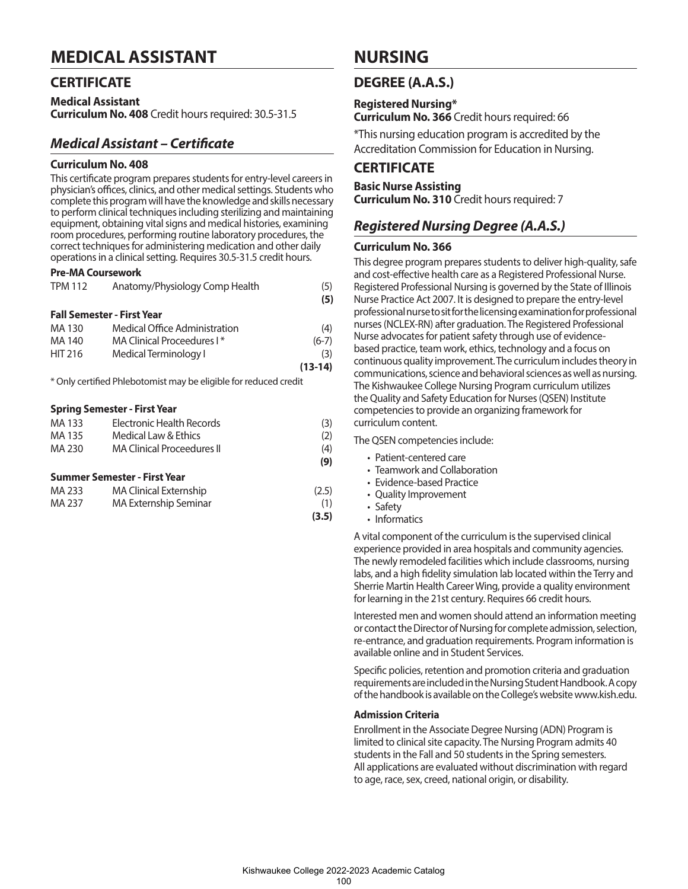# MEDICAL ASSISTANT

## CERTIFICATE

**Medical Assistant**
**Curriculum No. 408** Credit hours required: 30.5-31.5

### *Medical Assistant – Certificate*

#### Curriculum No. 408

This certificate program prepares students for entry-level careers in physician's offices, clinics, and other medical settings. Students who complete this program will have the knowledge and skills necessary to perform clinical techniques including sterilizing and maintaining equipment, obtaining vital signs and medical histories, examining room procedures, performing routine laboratory procedures, the correct techniques for administering medication and other daily operations in a clinical setting. Requires 30.5-31.5 credit hours.

**Pre-MA Coursework**

| | | |
|---|---|---|
| TPM 112 | Anatomy/Physiology Comp Health | (5) |
| | | **(5)** |

**Fall Semester - First Year**

| | | |
|---|---|---|
| MA 130 | Medical Office Administration | (4) |
| MA 140 | MA Clinical Proceedures I * | (6-7) |
| HIT 216 | Medical Terminology I | (3) |
| | | **(13-14)** |

* Only certified Phlebotomist may be eligible for reduced credit

**Spring Semester - First Year**

| | | |
|---|---|---|
| MA 133 | Electronic Health Records | (3) |
| MA 135 | Medical Law & Ethics | (2) |
| MA 230 | MA Clinical Proceedures II | (4) |
| | | **(9)** |

**Summer Semester - First Year**

| | | |
|---|---|---|
| MA 233 | MA Clinical Externship | (2.5) |
| MA 237 | MA Externship Seminar | (1) |
| | | **(3.5)** |

# NURSING

## DEGREE (A.A.S.)

**Registered Nursing***
**Curriculum No. 366** Credit hours required: 66

*This nursing education program is accredited by the Accreditation Commission for Education in Nursing.

## CERTIFICATE

**Basic Nurse Assisting**
**Curriculum No. 310** Credit hours required: 7

### *Registered Nursing Degree (A.A.S.)*

#### Curriculum No. 366

This degree program prepares students to deliver high-quality, safe and cost-effective health care as a Registered Professional Nurse. Registered Professional Nursing is governed by the State of Illinois Nurse Practice Act 2007. It is designed to prepare the entry-level professional nurse to sit for the licensing examination for professional nurses (NCLEX-RN) after graduation. The Registered Professional Nurse advocates for patient safety through use of evidence-based practice, team work, ethics, technology and a focus on continuous quality improvement. The curriculum includes theory in communications, science and behavioral sciences as well as nursing. The Kishwaukee College Nursing Program curriculum utilizes the Quality and Safety Education for Nurses (QSEN) Institute competencies to provide an organizing framework for curriculum content.

The QSEN competencies include:

- Patient-centered care
- Teamwork and Collaboration
- Evidence-based Practice
- Quality Improvement
- Safety
- Informatics

A vital component of the curriculum is the supervised clinical experience provided in area hospitals and community agencies. The newly remodeled facilities which include classrooms, nursing labs, and a high fidelity simulation lab located within the Terry and Sherrie Martin Health Career Wing, provide a quality environment for learning in the 21st century. Requires 66 credit hours.

Interested men and women should attend an information meeting or contact the Director of Nursing for complete admission, selection, re-entrance, and graduation requirements. Program information is available online and in Student Services.

Specific policies, retention and promotion criteria and graduation requirements are included in the Nursing Student Handbook. A copy of the handbook is available on the College's website www.kish.edu.

**Admission Criteria**

Enrollment in the Associate Degree Nursing (ADN) Program is limited to clinical site capacity. The Nursing Program admits 40 students in the Fall and 50 students in the Spring semesters. All applications are evaluated without discrimination with regard to age, race, sex, creed, national origin, or disability.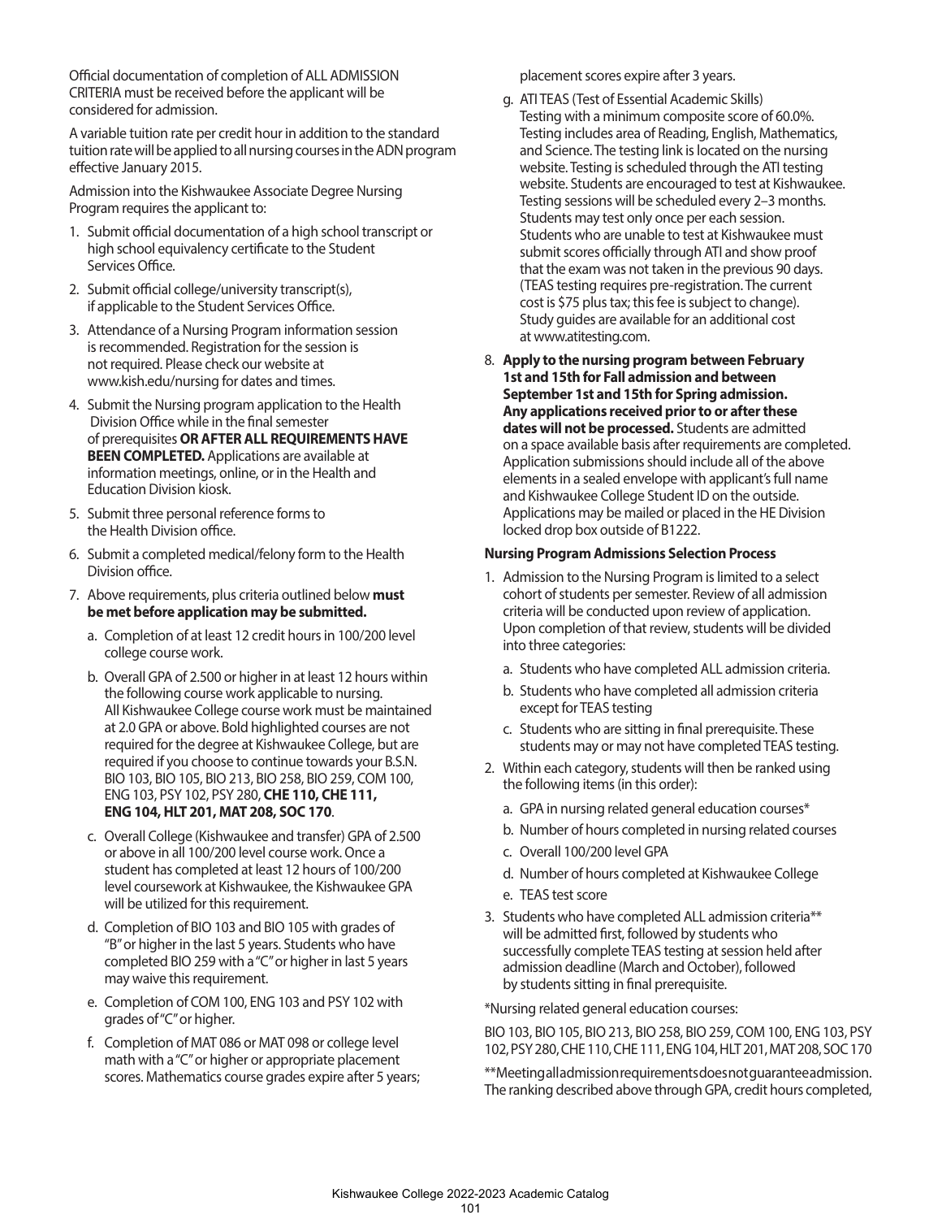Official documentation of completion of ALL ADMISSION CRITERIA must be received before the applicant will be considered for admission.

A variable tuition rate per credit hour in addition to the standard tuition rate will be applied to all nursing courses in the ADN program effective January 2015.

Admission into the Kishwaukee Associate Degree Nursing Program requires the applicant to:

1. Submit official documentation of a high school transcript or high school equivalency certificate to the Student Services Office.
2. Submit official college/university transcript(s), if applicable to the Student Services Office.
3. Attendance of a Nursing Program information session is recommended. Registration for the session is not required. Please check our website at www.kish.edu/nursing for dates and times.
4. Submit the Nursing program application to the Health Division Office while in the final semester of prerequisites **OR AFTER ALL REQUIREMENTS HAVE BEEN COMPLETED.** Applications are available at information meetings, online, or in the Health and Education Division kiosk.
5. Submit three personal reference forms to the Health Division office.
6. Submit a completed medical/felony form to the Health Division office.
7. Above requirements, plus criteria outlined below **must be met before application may be submitted.**
   a. Completion of at least 12 credit hours in 100/200 level college course work.
   b. Overall GPA of 2.500 or higher in at least 12 hours within the following course work applicable to nursing. All Kishwaukee College course work must be maintained at 2.0 GPA or above. Bold highlighted courses are not required for the degree at Kishwaukee College, but are required if you choose to continue towards your B.S.N. BIO 103, BIO 105, BIO 213, BIO 258, BIO 259, COM 100, ENG 103, PSY 102, PSY 280, **CHE 110, CHE 111, ENG 104, HLT 201, MAT 208, SOC 170**.
   c. Overall College (Kishwaukee and transfer) GPA of 2.500 or above in all 100/200 level course work. Once a student has completed at least 12 hours of 100/200 level coursework at Kishwaukee, the Kishwaukee GPA will be utilized for this requirement.
   d. Completion of BIO 103 and BIO 105 with grades of "B" or higher in the last 5 years. Students who have completed BIO 259 with a "C" or higher in last 5 years may waive this requirement.
   e. Completion of COM 100, ENG 103 and PSY 102 with grades of "C" or higher.
   f. Completion of MAT 086 or MAT 098 or college level math with a "C" or higher or appropriate placement scores. Mathematics course grades expire after 5 years; placement scores expire after 3 years.
   g. ATI TEAS (Test of Essential Academic Skills) Testing with a minimum composite score of 60.0%. Testing includes area of Reading, English, Mathematics, and Science. The testing link is located on the nursing website. Testing is scheduled through the ATI testing website. Students are encouraged to test at Kishwaukee. Testing sessions will be scheduled every 2–3 months. Students may test only once per each session. Students who are unable to test at Kishwaukee must submit scores officially through ATI and show proof that the exam was not taken in the previous 90 days. (TEAS testing requires pre-registration. The current cost is $75 plus tax; this fee is subject to change). Study guides are available for an additional cost at www.atitesting.com.
8. **Apply to the nursing program between February 1st and 15th for Fall admission and between September 1st and 15th for Spring admission. Any applications received prior to or after these dates will not be processed.** Students are admitted on a space available basis after requirements are completed. Application submissions should include all of the above elements in a sealed envelope with applicant's full name and Kishwaukee College Student ID on the outside. Applications may be mailed or placed in the HE Division locked drop box outside of B1222.

**Nursing Program Admissions Selection Process**

1. Admission to the Nursing Program is limited to a select cohort of students per semester. Review of all admission criteria will be conducted upon review of application. Upon completion of that review, students will be divided into three categories:
   a. Students who have completed ALL admission criteria.
   b. Students who have completed all admission criteria except for TEAS testing
   c. Students who are sitting in final prerequisite. These students may or may not have completed TEAS testing.
2. Within each category, students will then be ranked using the following items (in this order):
   a. GPA in nursing related general education courses*
   b. Number of hours completed in nursing related courses
   c. Overall 100/200 level GPA
   d. Number of hours completed at Kishwaukee College
   e. TEAS test score
3. Students who have completed ALL admission criteria** will be admitted first, followed by students who successfully complete TEAS testing at session held after admission deadline (March and October), followed by students sitting in final prerequisite.

*Nursing related general education courses:

BIO 103, BIO 105, BIO 213, BIO 258, BIO 259, COM 100, ENG 103, PSY 102, PSY 280, CHE 110, CHE 111, ENG 104, HLT 201, MAT 208, SOC 170

**Meeting all admission requirements does not guarantee admission. The ranking described above through GPA, credit hours completed,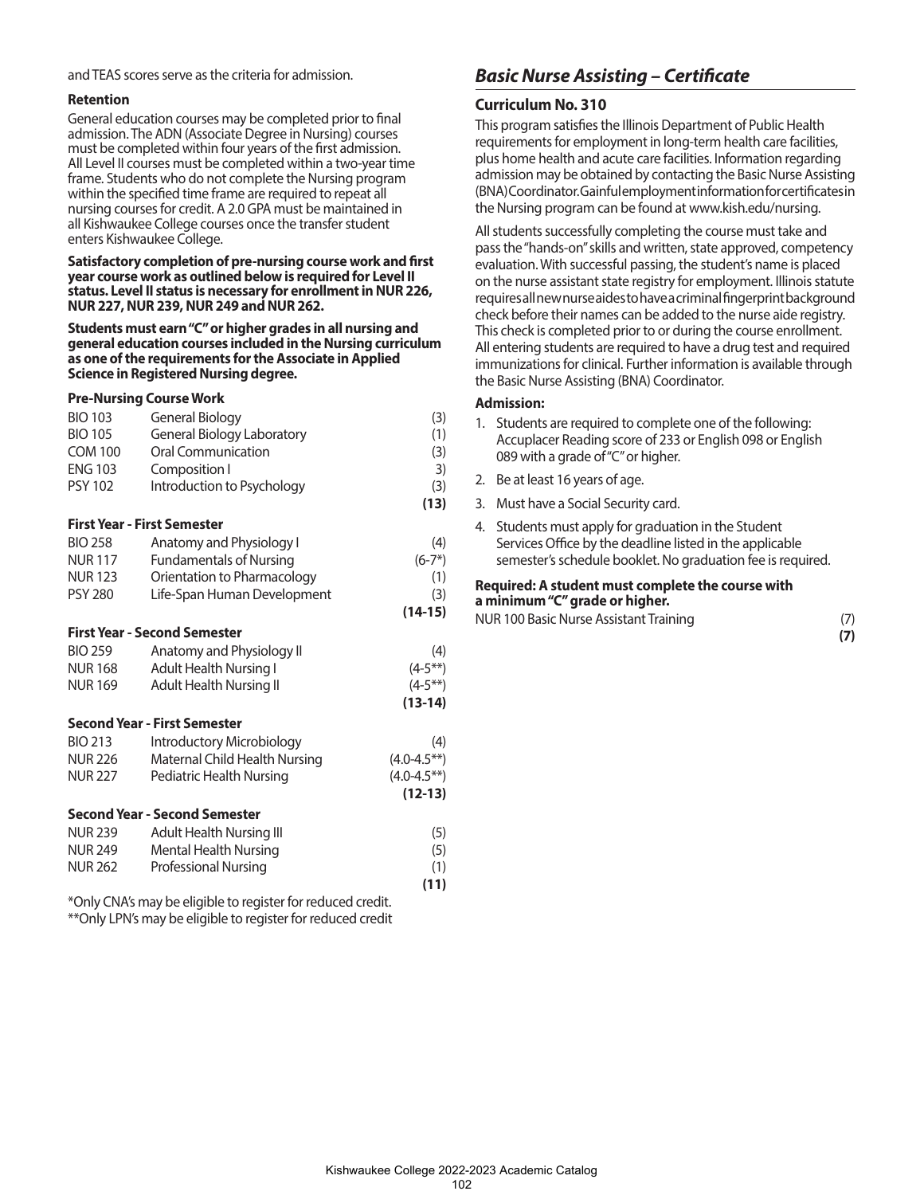and TEAS scores serve as the criteria for admission.

**Retention**

General education courses may be completed prior to final admission. The ADN (Associate Degree in Nursing) courses must be completed within four years of the first admission. All Level II courses must be completed within a two-year time frame. Students who do not complete the Nursing program within the specified time frame are required to repeat all nursing courses for credit. A 2.0 GPA must be maintained in all Kishwaukee College courses once the transfer student enters Kishwaukee College.

**Satisfactory completion of pre-nursing course work and first year course work as outlined below is required for Level II status. Level II status is necessary for enrollment in NUR 226, NUR 227, NUR 239, NUR 249 and NUR 262.**

**Students must earn "C" or higher grades in all nursing and general education courses included in the Nursing curriculum as one of the requirements for the Associate in Applied Science in Registered Nursing degree.**

**Pre-Nursing Course Work**

| | | |
|---|---|---|
| BIO 103 | General Biology | (3) |
| BIO 105 | General Biology Laboratory | (1) |
| COM 100 | Oral Communication | (3) |
| ENG 103 | Composition I | 3) |
| PSY 102 | Introduction to Psychology | (3) |
| | | **(13)** |

**First Year - First Semester**

| | | |
|---|---|---|
| BIO 258 | Anatomy and Physiology I | (4) |
| NUR 117 | Fundamentals of Nursing | (6-7*) |
| NUR 123 | Orientation to Pharmacology | (1) |
| PSY 280 | Life-Span Human Development | (3) |
| | | **(14-15)** |

**First Year - Second Semester**

| | | |
|---|---|---|
| BIO 259 | Anatomy and Physiology II | (4) |
| NUR 168 | Adult Health Nursing I | (4-5**) |
| NUR 169 | Adult Health Nursing II | (4-5**) |
| | | **(13-14)** |

**Second Year - First Semester**

| | | |
|---|---|---|
| BIO 213 | Introductory Microbiology | (4) |
| NUR 226 | Maternal Child Health Nursing | (4.0-4.5**) |
| NUR 227 | Pediatric Health Nursing | (4.0-4.5**) |
| | | **(12-13)** |

**Second Year - Second Semester**

| | | |
|---|---|---|
| NUR 239 | Adult Health Nursing III | (5) |
| NUR 249 | Mental Health Nursing | (5) |
| NUR 262 | Professional Nursing | (1) |
| | | **(11)** |

*Only CNA's may be eligible to register for reduced credit.
**Only LPN's may be eligible to register for reduced credit

## *Basic Nurse Assisting – Certificate*

### Curriculum No. 310

This program satisfies the Illinois Department of Public Health requirements for employment in long-term health care facilities, plus home health and acute care facilities. Information regarding admission may be obtained by contacting the Basic Nurse Assisting (BNA) Coordinator. Gainful employment information for certificates in the Nursing program can be found at www.kish.edu/nursing.

All students successfully completing the course must take and pass the "hands-on" skills and written, state approved, competency evaluation. With successful passing, the student's name is placed on the nurse assistant state registry for employment. Illinois statute requires all new nurse aides to have a criminal fingerprint background check before their names can be added to the nurse aide registry. This check is completed prior to or during the course enrollment. All entering students are required to have a drug test and required immunizations for clinical. Further information is available through the Basic Nurse Assisting (BNA) Coordinator.

**Admission:**

1. Students are required to complete one of the following: Accuplacer Reading score of 233 or English 098 or English 089 with a grade of "C" or higher.
2. Be at least 16 years of age.
3. Must have a Social Security card.
4. Students must apply for graduation in the Student Services Office by the deadline listed in the applicable semester's schedule booklet. No graduation fee is required.

**Required: A student must complete the course with a minimum "C" grade or higher.**

| | |
|---|---|
| NUR 100 Basic Nurse Assistant Training | (7) |
| | **(7)** |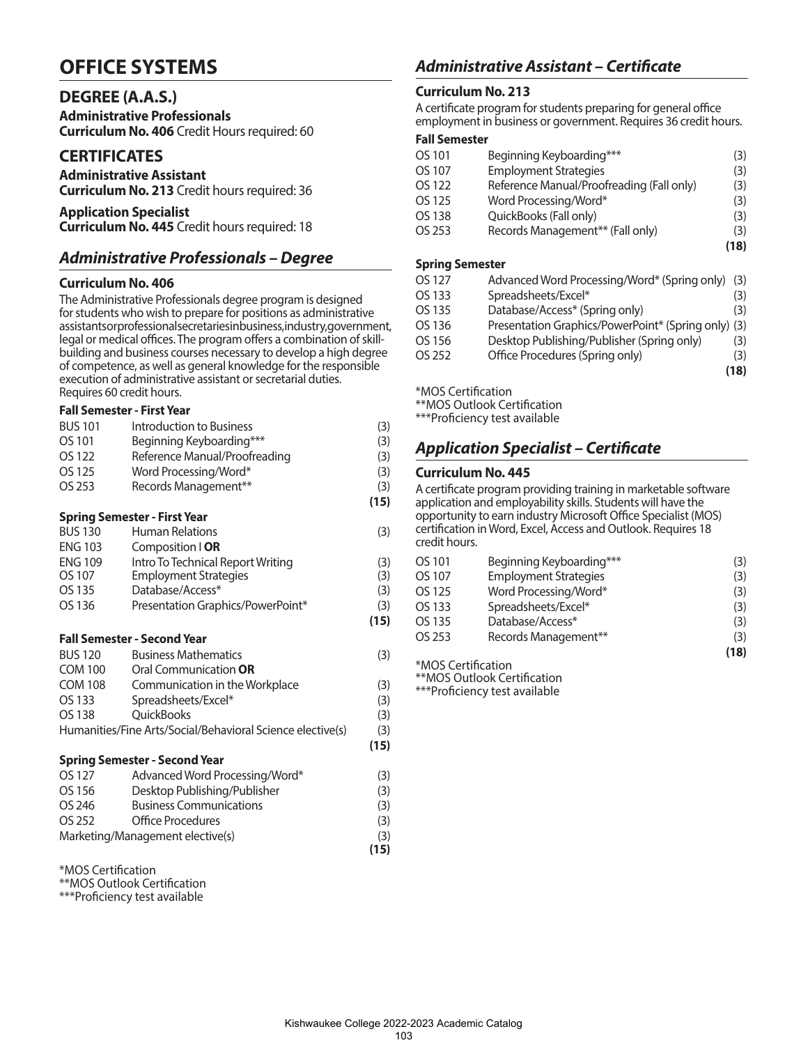# OFFICE SYSTEMS

## DEGREE (A.A.S.)

**Administrative Professionals**
**Curriculum No. 406** Credit Hours required: 60

## CERTIFICATES

**Administrative Assistant**
**Curriculum No. 213** Credit hours required: 36

**Application Specialist**
**Curriculum No. 445** Credit hours required: 18

## *Administrative Professionals – Degree*

### Curriculum No. 406

The Administrative Professionals degree program is designed for students who wish to prepare for positions as administrative assistants or professional secretaries in business, industry, government, legal or medical offices. The program offers a combination of skill-building and business courses necessary to develop a high degree of competence, as well as general knowledge for the responsible execution of administrative assistant or secretarial duties. Requires 60 credit hours.

**Fall Semester - First Year**

| | | |
|---|---|---|
| BUS 101 | Introduction to Business | (3) |
| OS 101 | Beginning Keyboarding*** | (3) |
| OS 122 | Reference Manual/Proofreading | (3) |
| OS 125 | Word Processing/Word* | (3) |
| OS 253 | Records Management** | (3) |
| | | **(15)** |

**Spring Semester - First Year**

| | | |
|---|---|---|
| BUS 130 | Human Relations | (3) |
| ENG 103 | Composition I **OR** | |
| ENG 109 | Intro To Technical Report Writing | (3) |
| OS 107 | Employment Strategies | (3) |
| OS 135 | Database/Access* | (3) |
| OS 136 | Presentation Graphics/PowerPoint* | (3) |
| | | **(15)** |

**Fall Semester - Second Year**

| | | |
|---|---|---|
| BUS 120 | Business Mathematics | (3) |
| COM 100 | Oral Communication **OR** | |
| COM 108 | Communication in the Workplace | (3) |
| OS 133 | Spreadsheets/Excel* | (3) |
| OS 138 | QuickBooks | (3) |
| Humanities/Fine Arts/Social/Behavioral Science elective(s) | | (3) |
| | | **(15)** |

**Spring Semester - Second Year**

| | | |
|---|---|---|
| OS 127 | Advanced Word Processing/Word* | (3) |
| OS 156 | Desktop Publishing/Publisher | (3) |
| OS 246 | Business Communications | (3) |
| OS 252 | Office Procedures | (3) |
| Marketing/Management elective(s) | | (3) |
| | | **(15)** |

*MOS Certification
**MOS Outlook Certification
***Proficiency test available

## *Administrative Assistant – Certificate*

### Curriculum No. 213

A certificate program for students preparing for general office employment in business or government. Requires 36 credit hours.

**Fall Semester**

| | | |
|---|---|---|
| OS 101 | Beginning Keyboarding*** | (3) |
| OS 107 | Employment Strategies | (3) |
| OS 122 | Reference Manual/Proofreading (Fall only) | (3) |
| OS 125 | Word Processing/Word* | (3) |
| OS 138 | QuickBooks (Fall only) | (3) |
| OS 253 | Records Management** (Fall only) | (3) |
| | | **(18)** |

**Spring Semester**

| | | |
|---|---|---|
| OS 127 | Advanced Word Processing/Word* (Spring only) | (3) |
| OS 133 | Spreadsheets/Excel* | (3) |
| OS 135 | Database/Access* (Spring only) | (3) |
| OS 136 | Presentation Graphics/PowerPoint* (Spring only) | (3) |
| OS 156 | Desktop Publishing/Publisher (Spring only) | (3) |
| OS 252 | Office Procedures (Spring only) | (3) |
| | | **(18)** |

*MOS Certification
**MOS Outlook Certification
***Proficiency test available

## *Application Specialist – Certificate*

### Curriculum No. 445

A certificate program providing training in marketable software application and employability skills. Students will have the opportunity to earn industry Microsoft Office Specialist (MOS) certification in Word, Excel, Access and Outlook. Requires 18 credit hours.

| | | |
|---|---|---|
| OS 101 | Beginning Keyboarding*** | (3) |
| OS 107 | Employment Strategies | (3) |
| OS 125 | Word Processing/Word* | (3) |
| OS 133 | Spreadsheets/Excel* | (3) |
| OS 135 | Database/Access* | (3) |
| OS 253 | Records Management** | (3) |
| | | **(18)** |

*MOS Certification
**MOS Outlook Certification
***Proficiency test available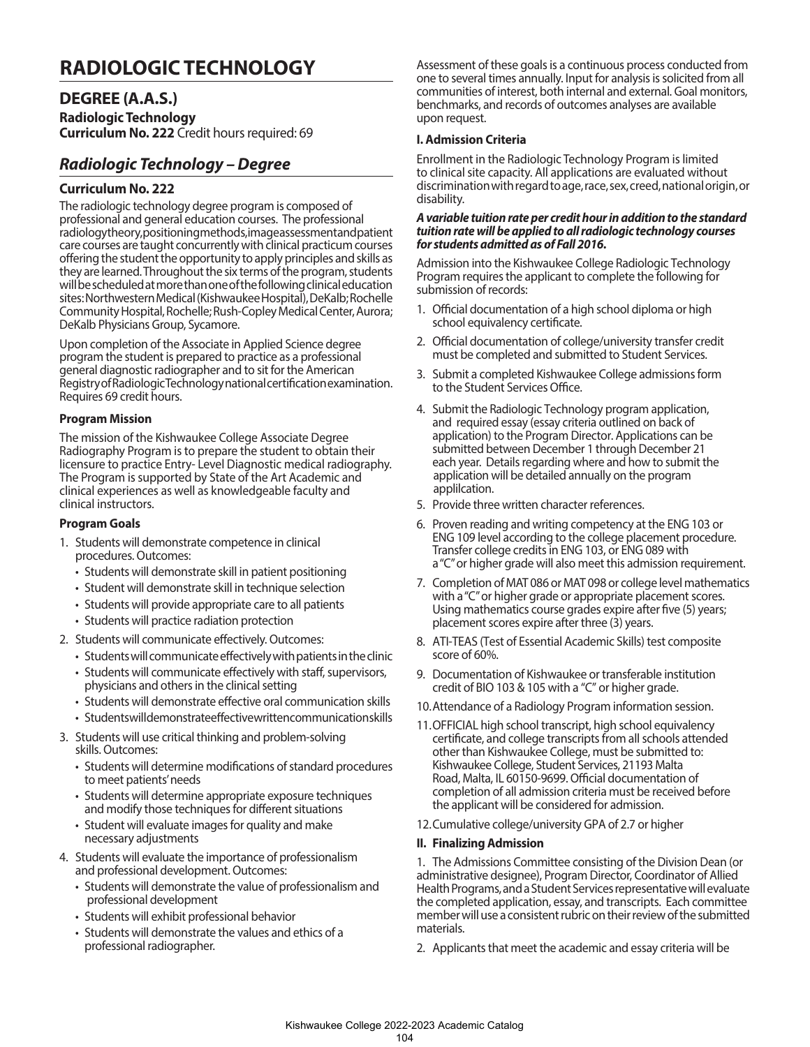# RADIOLOGIC TECHNOLOGY

## DEGREE (A.A.S.)

**Radiologic Technology**
**Curriculum No. 222** Credit hours required: 69

## *Radiologic Technology – Degree*

### Curriculum No. 222

The radiologic technology degree program is composed of professional and general education courses. The professional radiology theory, positioning methods, image assessment and patient care courses are taught concurrently with clinical practicum courses offering the student the opportunity to apply principles and skills as they are learned. Throughout the six terms of the program, students will be scheduled at more than one of the following clinical education sites: Northwestern Medical (Kishwaukee Hospital), DeKalb; Rochelle Community Hospital, Rochelle; Rush-Copley Medical Center, Aurora; DeKalb Physicians Group, Sycamore.

Upon completion of the Associate in Applied Science degree program the student is prepared to practice as a professional general diagnostic radiographer and to sit for the American Registry of Radiologic Technology national certification examination. Requires 69 credit hours.

**Program Mission**

The mission of the Kishwaukee College Associate Degree Radiography Program is to prepare the student to obtain their licensure to practice Entry- Level Diagnostic medical radiography. The Program is supported by State of the Art Academic and clinical experiences as well as knowledgeable faculty and clinical instructors.

**Program Goals**

1. Students will demonstrate competence in clinical procedures. Outcomes:
   - Students will demonstrate skill in patient positioning
   - Student will demonstrate skill in technique selection
   - Students will provide appropriate care to all patients
   - Students will practice radiation protection
2. Students will communicate effectively. Outcomes:
   - Students will communicate effectively with patients in the clinic
   - Students will communicate effectively with staff, supervisors, physicians and others in the clinical setting
   - Students will demonstrate effective oral communication skills
   - Students will demonstrate effective written communication skills
3. Students will use critical thinking and problem-solving skills. Outcomes:
   - Students will determine modifications of standard procedures to meet patients' needs
   - Students will determine appropriate exposure techniques and modify those techniques for different situations
   - Student will evaluate images for quality and make necessary adjustments
4. Students will evaluate the importance of professionalism and professional development. Outcomes:
   - Students will demonstrate the value of professionalism and professional development
   - Students will exhibit professional behavior
   - Students will demonstrate the values and ethics of a professional radiographer.

Assessment of these goals is a continuous process conducted from one to several times annually. Input for analysis is solicited from all communities of interest, both internal and external. Goal monitors, benchmarks, and records of outcomes analyses are available upon request.

**I. Admission Criteria**

Enrollment in the Radiologic Technology Program is limited to clinical site capacity. All applications are evaluated without discrimination with regard to age, race, sex, creed, national origin, or disability.

***A variable tuition rate per credit hour in addition to the standard tuition rate will be applied to all radiologic technology courses for students admitted as of Fall 2016.***

Admission into the Kishwaukee College Radiologic Technology Program requires the applicant to complete the following for submission of records:

1. Official documentation of a high school diploma or high school equivalency certificate.
2. Official documentation of college/university transfer credit must be completed and submitted to Student Services.
3. Submit a completed Kishwaukee College admissions form to the Student Services Office.
4. Submit the Radiologic Technology program application, and required essay (essay criteria outlined on back of application) to the Program Director. Applications can be submitted between December 1 through December 21 each year. Details regarding where and how to submit the application will be detailed annually on the program applilcation.
5. Provide three written character references.
6. Proven reading and writing competency at the ENG 103 or ENG 109 level according to the college placement procedure. Transfer college credits in ENG 103, or ENG 089 with a "C" or higher grade will also meet this admission requirement.
7. Completion of MAT 086 or MAT 098 or college level mathematics with a "C" or higher grade or appropriate placement scores. Using mathematics course grades expire after five (5) years; placement scores expire after three (3) years.
8. ATI-TEAS (Test of Essential Academic Skills) test composite score of 60%.
9. Documentation of Kishwaukee or transferable institution credit of BIO 103 & 105 with a "C" or higher grade.
10. Attendance of a Radiology Program information session.
11. OFFICIAL high school transcript, high school equivalency certificate, and college transcripts from all schools attended other than Kishwaukee College, must be submitted to: Kishwaukee College, Student Services, 21193 Malta Road, Malta, IL 60150-9699. Official documentation of completion of all admission criteria must be received before the applicant will be considered for admission.
12. Cumulative college/university GPA of 2.7 or higher

**II. Finalizing Admission**

1. The Admissions Committee consisting of the Division Dean (or administrative designee), Program Director, Coordinator of Allied Health Programs, and a Student Services representative will evaluate the completed application, essay, and transcripts. Each committee member will use a consistent rubric on their review of the submitted materials.
2. Applicants that meet the academic and essay criteria will be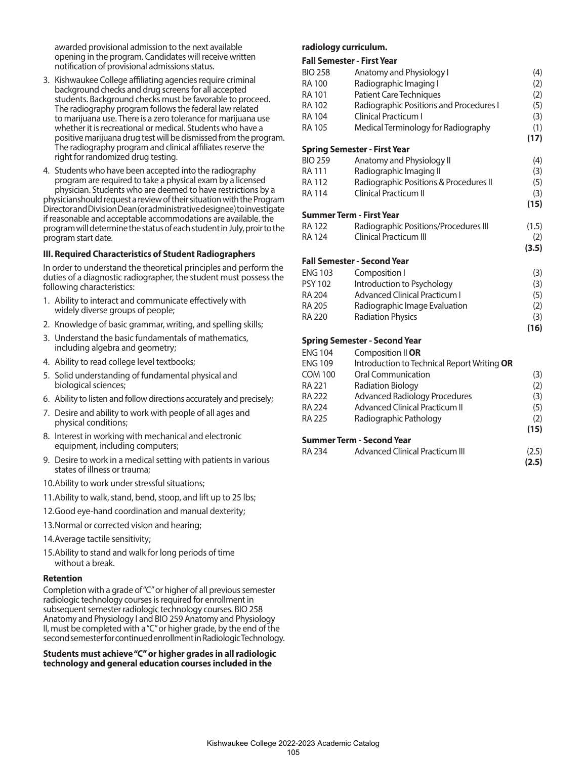awarded provisional admission to the next available opening in the program. Candidates will receive written notification of provisional admissions status.

3. Kishwaukee College affiliating agencies require criminal background checks and drug screens for all accepted students. Background checks must be favorable to proceed. The radiography program follows the federal law related to marijuana use. There is a zero tolerance for marijuana use whether it is recreational or medical. Students who have a positive marijuana drug test will be dismissed from the program. The radiography program and clinical affiliates reserve the right for randomized drug testing.
4. Students who have been accepted into the radiography program are required to take a physical exam by a licensed physician. Students who are deemed to have restrictions by a physician should request a review of their situation with the Program Director and Division Dean (or administrative designee) to investigate if reasonable and acceptable accommodations are available. the program will determine the status of each student in July, proir to the program start date.

### III. Required Characteristics of Student Radiographers

In order to understand the theoretical principles and perform the duties of a diagnostic radiographer, the student must possess the following characteristics:

1. Ability to interact and communicate effectively with widely diverse groups of people;
2. Knowledge of basic grammar, writing, and spelling skills;
3. Understand the basic fundamentals of mathematics, including algebra and geometry;
4. Ability to read college level textbooks;
5. Solid understanding of fundamental physical and biological sciences;
6. Ability to listen and follow directions accurately and precisely;
7. Desire and ability to work with people of all ages and physical conditions;
8. Interest in working with mechanical and electronic equipment, including computers;
9. Desire to work in a medical setting with patients in various states of illness or trauma;
10. Ability to work under stressful situations;
11. Ability to walk, stand, bend, stoop, and lift up to 25 lbs;
12. Good eye-hand coordination and manual dexterity;
13. Normal or corrected vision and hearing;
14. Average tactile sensitivity;
15. Ability to stand and walk for long periods of time without a break.

### Retention

Completion with a grade of "C" or higher of all previous semester radiologic technology courses is required for enrollment in subsequent semester radiologic technology courses. BIO 258 Anatomy and Physiology I and BIO 259 Anatomy and Physiology II, must be completed with a "C" or higher grade, by the end of the second semester for continued enrollment in Radiologic Technology.

**Students must achieve "C" or higher grades in all radiologic technology and general education courses included in the radiology curriculum.**

**Fall Semester - First Year**

| | | |
|---|---|---|
| BIO 258 | Anatomy and Physiology I | (4) |
| RA 100 | Radiographic Imaging I | (2) |
| RA 101 | Patient Care Techniques | (2) |
| RA 102 | Radiographic Positions and Procedures I | (5) |
| RA 104 | Clinical Practicum I | (3) |
| RA 105 | Medical Terminology for Radiography | (1) |
| | | **(17)** |

**Spring Semester - First Year**

| | | |
|---|---|---|
| BIO 259 | Anatomy and Physiology II | (4) |
| RA 111 | Radiographic Imaging II | (3) |
| RA 112 | Radiographic Positions & Procedures II | (5) |
| RA 114 | Clinical Practicum II | (3) |
| | | **(15)** |

**Summer Term - First Year**

| | | |
|---|---|---|
| RA 122 | Radiographic Positions/Procedures III | (1.5) |
| RA 124 | Clinical Practicum III | (2) |
| | | **(3.5)** |

**Fall Semester - Second Year**

| | | |
|---|---|---|
| ENG 103 | Composition I | (3) |
| PSY 102 | Introduction to Psychology | (3) |
| RA 204 | Advanced Clinical Practicum I | (5) |
| RA 205 | Radiographic Image Evaluation | (2) |
| RA 220 | Radiation Physics | (3) |
| | | **(16)** |

**Spring Semester - Second Year**

| | | |
|---|---|---|
| ENG 104 | Composition II **OR** | |
| ENG 109 | Introduction to Technical Report Writing **OR** | |
| COM 100 | Oral Communication | (3) |
| RA 221 | Radiation Biology | (2) |
| RA 222 | Advanced Radiology Procedures | (3) |
| RA 224 | Advanced Clinical Practicum II | (5) |
| RA 225 | Radiographic Pathology | (2) |
| | | **(15)** |

**Summer Term - Second Year**

| | | |
|---|---|---|
| RA 234 | Advanced Clinical Practicum III | (2.5) |
| | | **(2.5)** |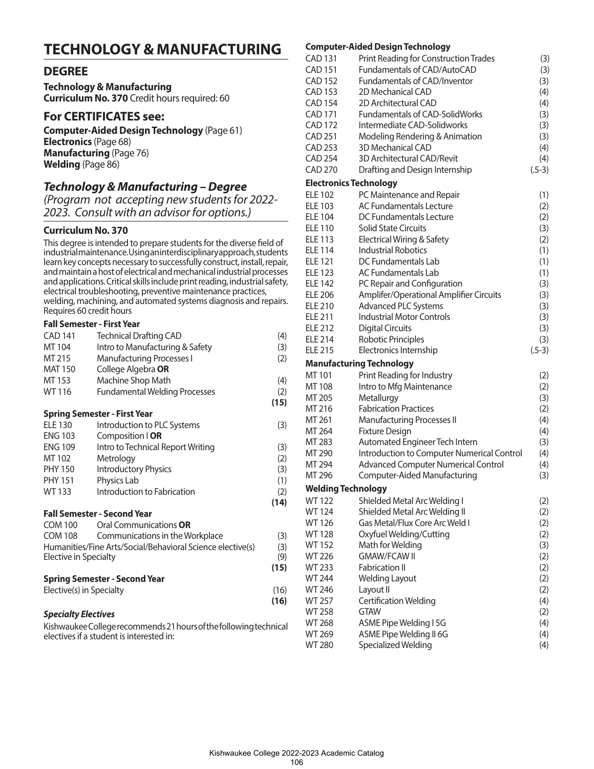# TECHNOLOGY & MANUFACTURING

## DEGREE

**Technology & Manufacturing**
**Curriculum No. 370** Credit hours required: 60

## For CERTIFICATES see:

**Computer-Aided Design Technology** (Page 61)
**Electronics** (Page 68)
**Manufacturing** (Page 76)
**Welding** (Page 86)

## *Technology & Manufacturing – Degree*

*(Program not accepting new students for 2022-2023. Consult with an advisor for options.)*

### Curriculum No. 370

This degree is intended to prepare students for the diverse field of industrial maintenance. Using an interdisciplinary approach, students learn key concepts necessary to successfully construct, install, repair, and maintain a host of electrical and mechanical industrial processes and applications. Critical skills include print reading, industrial safety, electrical troubleshooting, preventive maintenance practices, welding, machining, and automated systems diagnosis and repairs. Requires 60 credit hours

**Fall Semester - First Year**

| | | |
|---|---|---|
| CAD 141 | Technical Drafting CAD | (4) |
| MT 104 | Intro to Manufacturing & Safety | (3) |
| MT 215 | Manufacturing Processes I | (2) |
| MAT 150 | College Algebra **OR** | |
| MT 153 | Machine Shop Math | (4) |
| WT 116 | Fundamental Welding Processes | (2) |
| | | **(15)** |

**Spring Semester - First Year**

| | | |
|---|---|---|
| ELE 130 | Introduction to PLC Systems | (3) |
| ENG 103 | Composition I **OR** | |
| ENG 109 | Intro to Technical Report Writing | (3) |
| MT 102 | Metrology | (2) |
| PHY 150 | Introductory Physics | (3) |
| PHY 151 | Physics Lab | (1) |
| WT 133 | Introduction to Fabrication | (2) |
| | | **(14)** |

**Fall Semester - Second Year**

| | | |
|---|---|---|
| COM 100 | Oral Communications **OR** | |
| COM 108 | Communications in the Workplace | (3) |
| Humanities/Fine Arts/Social/Behavioral Science elective(s) | | (3) |
| Elective in Specialty | | (9) |
| | | **(15)** |

**Spring Semester - Second Year**

| | | |
|---|---|---|
| Elective(s) in Specialty | | (16) |
| | | **(16)** |

***Specialty Electives***

Kishwaukee College recommends 21 hours of the following technical electives if a student is interested in:

**Computer-Aided Design Technology**

| | | |
|---|---|---|
| CAD 131 | Print Reading for Construction Trades | (3) |
| CAD 151 | Fundamentals of CAD/AutoCAD | (3) |
| CAD 152 | Fundamentals of CAD/Inventor | (3) |
| CAD 153 | 2D Mechanical CAD | (4) |
| CAD 154 | 2D Architectural CAD | (4) |
| CAD 171 | Fundamentals of CAD-SolidWorks | (3) |
| CAD 172 | Intermediate CAD-Solidworks | (3) |
| CAD 251 | Modeling Rendering & Animation | (3) |
| CAD 253 | 3D Mechanical CAD | (4) |
| CAD 254 | 3D Architectural CAD/Revit | (4) |
| CAD 270 | Drafting and Design Internship | (.5-3) |

**Electronics Technology**

| | | |
|---|---|---|
| ELE 102 | PC Maintenance and Repair | (1) |
| ELE 103 | AC Fundamentals Lecture | (2) |
| ELE 104 | DC Fundamentals Lecture | (2) |
| ELE 110 | Solid State Circuits | (3) |
| ELE 113 | Electrical Wiring & Safety | (2) |
| ELE 114 | Industrial Robotics | (1) |
| ELE 121 | DC Fundamentals Lab | (1) |
| ELE 123 | AC Fundamentals Lab | (1) |
| ELE 142 | PC Repair and Configuration | (3) |
| ELE 206 | Amplifer/Operational Amplifier Circuits | (3) |
| ELE 210 | Advanced PLC Systems | (3) |
| ELE 211 | Industrial Motor Controls | (3) |
| ELE 212 | Digital Circuits | (3) |
| ELE 214 | Robotic Principles | (3) |
| ELE 215 | Electronics Internship | (.5-3) |

**Manufacturing Technology**

| | | |
|---|---|---|
| MT 101 | Print Reading for Industry | (2) |
| MT 108 | Intro to Mfg Maintenance | (2) |
| MT 205 | Metallurgy | (3) |
| MT 216 | Fabrication Practices | (2) |
| MT 261 | Manufacturing Processes II | (4) |
| MT 264 | Fixture Design | (4) |
| MT 283 | Automated Engineer Tech Intern | (3) |
| MT 290 | Introduction to Computer Numerical Control | (4) |
| MT 294 | Advanced Computer Numerical Control | (4) |
| MT 296 | Computer-Aided Manufacturing | (3) |

**Welding Technology**

| | | |
|---|---|---|
| WT 122 | Shielded Metal Arc Welding I | (2) |
| WT 124 | Shielded Metal Arc Welding II | (2) |
| WT 126 | Gas Metal/Flux Core Arc Weld I | (2) |
| WT 128 | Oxyfuel Welding/Cutting | (2) |
| WT 152 | Math for Welding | (3) |
| WT 226 | GMAW/FCAW II | (2) |
| WT 233 | Fabrication II | (2) |
| WT 244 | Welding Layout | (2) |
| WT 246 | Layout II | (2) |
| WT 257 | Certification Welding | (4) |
| WT 258 | GTAW | (2) |
| WT 268 | ASME Pipe Welding I 5G | (4) |
| WT 269 | ASME Pipe Welding II 6G | (4) |
| WT 280 | Specialized Welding | (4) |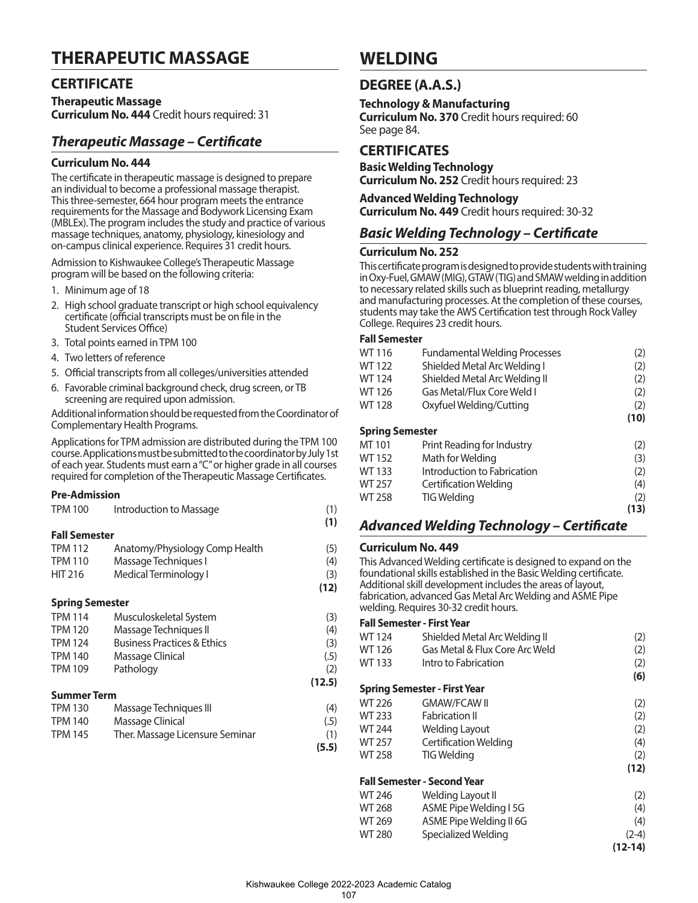// Page 27 of 27 — Kishwaukee College catalog

# THERAPEUTIC MASSAGE

## CERTIFICATE

**Therapeutic Massage**
**Curriculum No. 444** Credit hours required: 31

## *Therapeutic Massage – Certificate*

### Curriculum No. 444

The certificate in therapeutic massage is designed to prepare an individual to become a professional massage therapist. This three-semester, 664 hour program meets the entrance requirements for the Massage and Bodywork Licensing Exam (MBLEx). The program includes the study and practice of various massage techniques, anatomy, physiology, kinesiology and on-campus clinical experience. Requires 31 credit hours.

Admission to Kishwaukee College's Therapeutic Massage program will be based on the following criteria:

1. Minimum age of 18
2. High school graduate transcript or high school equivalency certificate (official transcripts must be on file in the Student Services Office)
3. Total points earned in TPM 100
4. Two letters of reference
5. Official transcripts from all colleges/universities attended
6. Favorable criminal background check, drug screen, or TB screening are required upon admission.

Additional information should be requested from the Coordinator of Complementary Health Programs.

Applications for TPM admission are distributed during the TPM 100 course. Applications must be submitted to the coordinator by July 1st of each year. Students must earn a "C" or higher grade in all courses required for completion of the Therapeutic Massage Certificates.

**Pre-Admission**

| | | |
|---|---|---|
| TPM 100 | Introduction to Massage | (1) |
| | | **(1)** |

**Fall Semester**

| | | |
|---|---|---|
| TPM 112 | Anatomy/Physiology Comp Health | (5) |
| TPM 110 | Massage Techniques I | (4) |
| HIT 216 | Medical Terminology I | (3) |
| | | **(12)** |

**Spring Semester**

| | | |
|---|---|---|
| TPM 114 | Musculoskeletal System | (3) |
| TPM 120 | Massage Techniques II | (4) |
| TPM 124 | Business Practices & Ethics | (3) |
| TPM 140 | Massage Clinical | (.5) |
| TPM 109 | Pathology | (2) |
| | | **(12.5)** |

**Summer Term**

| | | |
|---|---|---|
| TPM 130 | Massage Techniques III | (4) |
| TPM 140 | Massage Clinical | (.5) |
| TPM 145 | Ther. Massage Licensure Seminar | (1) |
| | | **(5.5)** |

# WELDING

## DEGREE (A.A.S.)

**Technology & Manufacturing**
**Curriculum No. 370** Credit hours required: 60
See page 84.

## CERTIFICATES

**Basic Welding Technology**
**Curriculum No. 252** Credit hours required: 23

**Advanced Welding Technology**
**Curriculum No. 449** Credit hours required: 30-32

## *Basic Welding Technology – Certificate*

### Curriculum No. 252

This certificate program is designed to provide students with training in Oxy-Fuel, GMAW (MIG), GTAW (TIG) and SMAW welding in addition to necessary related skills such as blueprint reading, metallurgy and manufacturing processes. At the completion of these courses, students may take the AWS Certification test through Rock Valley College. Requires 23 credit hours.

**Fall Semester**

| | | |
|---|---|---|
| WT 116 | Fundamental Welding Processes | (2) |
| WT 122 | Shielded Metal Arc Welding I | (2) |
| WT 124 | Shielded Metal Arc Welding II | (2) |
| WT 126 | Gas Metal/Flux Core Weld I | (2) |
| WT 128 | Oxyfuel Welding/Cutting | (2) |
| | | **(10)** |

**Spring Semester**

| | | |
|---|---|---|
| MT 101 | Print Reading for Industry | (2) |
| WT 152 | Math for Welding | (3) |
| WT 133 | Introduction to Fabrication | (2) |
| WT 257 | Certification Welding | (4) |
| WT 258 | TIG Welding | (2) |
| | | **(13)** |

## *Advanced Welding Technology – Certificate*

### Curriculum No. 449

This Advanced Welding certificate is designed to expand on the foundational skills established in the Basic Welding certificate. Additional skill development includes the areas of layout, fabrication, advanced Gas Metal Arc Welding and ASME Pipe welding. Requires 30-32 credit hours.

**Fall Semester - First Year**

| | | |
|---|---|---|
| WT 124 | Shielded Metal Arc Welding II | (2) |
| WT 126 | Gas Metal & Flux Core Arc Weld | (2) |
| WT 133 | Intro to Fabrication | (2) |
| | | **(6)** |

**Spring Semester - First Year**

| | | |
|---|---|---|
| WT 226 | GMAW/FCAW II | (2) |
| WT 233 | Fabrication II | (2) |
| WT 244 | Welding Layout | (2) |
| WT 257 | Certification Welding | (4) |
| WT 258 | TIG Welding | (2) |
| | | **(12)** |

**Fall Semester - Second Year**

| | | |
|---|---|---|
| WT 246 | Welding Layout II | (2) |
| WT 268 | ASME Pipe Welding I 5G | (4) |
| WT 269 | ASME Pipe Welding II 6G | (4) |
| WT 280 | Specialized Welding | (2-4) |
| | | **(12-14)** |